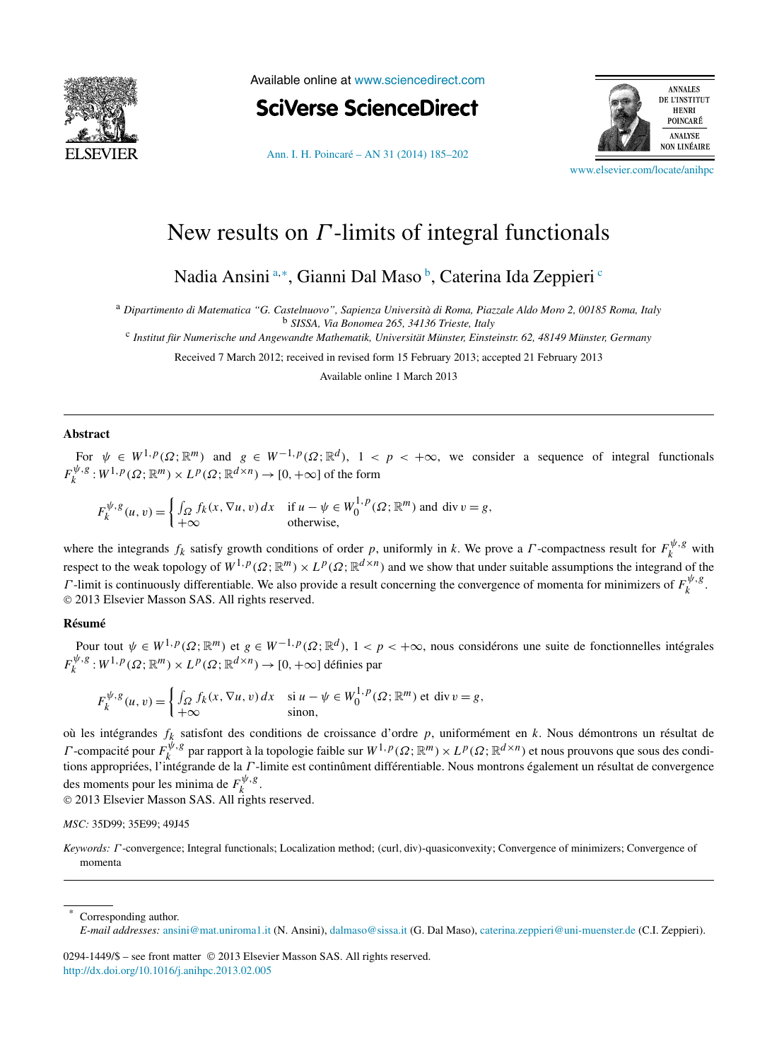# New results on $\Gamma$-limits of integral functionals

Nadia Ansini [a,*], Gianni Dal Maso [b], Caterina Ida Zeppieri [c]

[a] *Dipartimento di Matematica "G. Castelnuovo", Sapienza Università di Roma, Piazzale Aldo Moro 2, 00185 Roma, Italy*
[b] *SISSA, Via Bonomea 265, 34136 Trieste, Italy*
[c] *Institut für Numerische und Angewandte Mathematik, Universität Münster, Einsteinstr. 62, 48149 Münster, Germany*

Received 7 March 2012; received in revised form 15 February 2013; accepted 21 February 2013

Available online 1 March 2013

## Abstract

For $\psi \in W^{1,p}(\Omega;\mathbb{R}^m)$ and $g \in W^{-1,p}(\Omega;\mathbb{R}^d)$, $1 < p < +\infty$, we consider a sequence of integral functionals $F_k^{\psi,g} : W^{1,p}(\Omega;\mathbb{R}^m) \times L^p(\Omega;\mathbb{R}^{d\times n}) \to [0,+\infty]$ of the form

$$F_k^{\psi,g}(u,v) = \begin{cases} \int_\Omega f_k(x, \nabla u, v)\,dx & \text{if } u - \psi \in W_0^{1,p}(\Omega;\mathbb{R}^m) \text{ and } \operatorname{div} v = g, \\ +\infty & \text{otherwise,} \end{cases}$$

where the integrands $f_k$ satisfy growth conditions of order $p$, uniformly in $k$. We prove a $\Gamma$-compactness result for $F_k^{\psi,g}$ with respect to the weak topology of $W^{1,p}(\Omega;\mathbb{R}^m) \times L^p(\Omega;\mathbb{R}^{d\times n})$ and we show that under suitable assumptions the integrand of the $\Gamma$-limit is continuously differentiable. We also provide a result concerning the convergence of momenta for minimizers of $F_k^{\psi,g}$.
© 2013 Elsevier Masson SAS. All rights reserved.

## Résumé

Pour tout $\psi \in W^{1,p}(\Omega;\mathbb{R}^m)$ et $g \in W^{-1,p}(\Omega;\mathbb{R}^d)$, $1 < p < +\infty$, nous considérons une suite de fonctionnelles intégrales $F_k^{\psi,g} : W^{1,p}(\Omega;\mathbb{R}^m) \times L^p(\Omega;\mathbb{R}^{d\times n}) \to [0,+\infty]$ définies par

$$F_k^{\psi,g}(u,v) = \begin{cases} \int_\Omega f_k(x, \nabla u, v)\,dx & \text{si } u - \psi \in W_0^{1,p}(\Omega;\mathbb{R}^m) \text{ et } \operatorname{div} v = g, \\ +\infty & \text{sinon,} \end{cases}$$

où les intégrandes $f_k$ satisfont des conditions de croissance d'ordre $p$, uniformément en $k$. Nous démontrons un résultat de $\Gamma$-compacité pour $F_k^{\psi,g}$ par rapport à la topologie faible sur $W^{1,p}(\Omega;\mathbb{R}^m) \times L^p(\Omega;\mathbb{R}^{d\times n})$ et nous prouvons que sous des conditions appropriées, l'intégrande de la $\Gamma$-limite est continûment différentiable. Nous montrons également un résultat de convergence des moments pour les minima de $F_k^{\psi,g}$.
© 2013 Elsevier Masson SAS. All rights reserved.

*MSC:* 35D99; 35E99; 49J45

*Keywords:* $\Gamma$-convergence; Integral functionals; Localization method; (curl, div)-quasiconvexity; Convergence of minimizers; Convergence of momenta

---

\* Corresponding author.
*E-mail addresses:* ansini@mat.uniroma1.it (N. Ansini), dalmaso@sissa.it (G. Dal Maso), caterina.zeppieri@uni-muenster.de (C.I. Zeppieri).

0294-1449/$ – see front matter © 2013 Elsevier Masson SAS. All rights reserved.
http://dx.doi.org/10.1016/j.anihpc.2013.02.005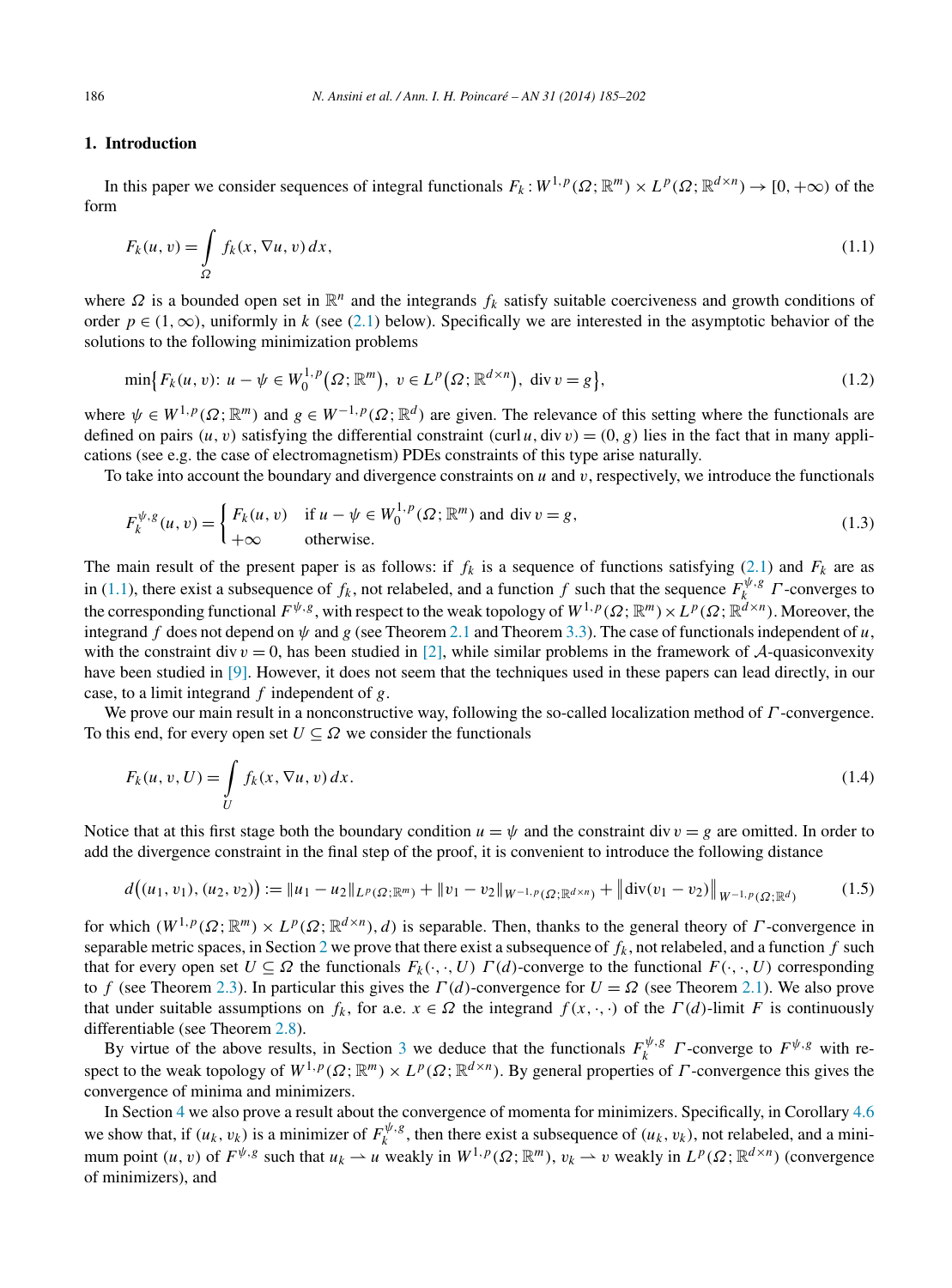## 1. Introduction

In this paper we consider sequences of integral functionals $F_k : W^{1,p}(\Omega;\mathbb{R}^m) \times L^p(\Omega;\mathbb{R}^{d\times n}) \to [0,+\infty)$ of the form

$$F_k(u,v) = \int_\Omega f_k(x,\nabla u, v)\,dx, \tag{1.1}$$

where $\Omega$ is a bounded open set in $\mathbb{R}^n$ and the integrands $f_k$ satisfy suitable coerciveness and growth conditions of order $p \in (1,\infty)$, uniformly in $k$ (see (2.1) below). Specifically we are interested in the asymptotic behavior of the solutions to the following minimization problems

$$\min\bigl\{F_k(u,v):\ u-\psi \in W_0^{1,p}(\Omega;\mathbb{R}^m),\ v \in L^p(\Omega;\mathbb{R}^{d\times n}),\ \operatorname{div} v = g\bigr\}, \tag{1.2}$$

where $\psi \in W^{1,p}(\Omega;\mathbb{R}^m)$ and $g \in W^{-1,p}(\Omega;\mathbb{R}^d)$ are given. The relevance of this setting where the functionals are defined on pairs $(u,v)$ satisfying the differential constraint $(\operatorname{curl} u, \operatorname{div} v) = (0,g)$ lies in the fact that in many applications (see e.g. the case of electromagnetism) PDEs constraints of this type arise naturally.

To take into account the boundary and divergence constraints on $u$ and $v$, respectively, we introduce the functionals

$$F_k^{\psi,g}(u,v) = \begin{cases} F_k(u,v) & \text{if } u-\psi \in W_0^{1,p}(\Omega;\mathbb{R}^m) \text{ and } \operatorname{div} v = g, \\ +\infty & \text{otherwise.} \end{cases} \tag{1.3}$$

The main result of the present paper is as follows: if $f_k$ is a sequence of functions satisfying (2.1) and $F_k$ are as in (1.1), there exist a subsequence of $f_k$, not relabeled, and a function $f$ such that the sequence $F_k^{\psi,g}$ $\Gamma$-converges to the corresponding functional $F^{\psi,g}$, with respect to the weak topology of $W^{1,p}(\Omega;\mathbb{R}^m) \times L^p(\Omega;\mathbb{R}^{d\times n})$. Moreover, the integrand $f$ does not depend on $\psi$ and $g$ (see Theorem 2.1 and Theorem 3.3). The case of functionals independent of $u$, with the constraint $\operatorname{div} v = 0$, has been studied in [2], while similar problems in the framework of $\mathcal{A}$-quasiconvexity have been studied in [9]. However, it does not seem that the techniques used in these papers can lead directly, in our case, to a limit integrand $f$ independent of $g$.

We prove our main result in a nonconstructive way, following the so-called localization method of $\Gamma$-convergence. To this end, for every open set $U \subseteq \Omega$ we consider the functionals

$$F_k(u,v,U) = \int_U f_k(x,\nabla u, v)\,dx. \tag{1.4}$$

Notice that at this first stage both the boundary condition $u = \psi$ and the constraint $\operatorname{div} v = g$ are omitted. In order to add the divergence constraint in the final step of the proof, it is convenient to introduce the following distance

$$d\bigl((u_1,v_1),(u_2,v_2)\bigr) := \|u_1-u_2\|_{L^p(\Omega;\mathbb{R}^m)} + \|v_1-v_2\|_{W^{-1,p}(\Omega;\mathbb{R}^{d\times n})} + \bigl\|\operatorname{div}(v_1-v_2)\bigr\|_{W^{-1,p}(\Omega;\mathbb{R}^d)} \tag{1.5}$$

for which $(W^{1,p}(\Omega;\mathbb{R}^m) \times L^p(\Omega;\mathbb{R}^{d\times n}), d)$ is separable. Then, thanks to the general theory of $\Gamma$-convergence in separable metric spaces, in Section 2 we prove that there exist a subsequence of $f_k$, not relabeled, and a function $f$ such that for every open set $U \subseteq \Omega$ the functionals $F_k(\cdot,\cdot,U)$ $\Gamma(d)$-converge to the functional $F(\cdot,\cdot,U)$ corresponding to $f$ (see Theorem 2.3). In particular this gives the $\Gamma(d)$-convergence for $U = \Omega$ (see Theorem 2.1). We also prove that under suitable assumptions on $f_k$, for a.e. $x \in \Omega$ the integrand $f(x,\cdot,\cdot)$ of the $\Gamma(d)$-limit $F$ is continuously differentiable (see Theorem 2.8).

By virtue of the above results, in Section 3 we deduce that the functionals $F_k^{\psi,g}$ $\Gamma$-converge to $F^{\psi,g}$ with respect to the weak topology of $W^{1,p}(\Omega;\mathbb{R}^m) \times L^p(\Omega;\mathbb{R}^{d\times n})$. By general properties of $\Gamma$-convergence this gives the convergence of minima and minimizers.

In Section 4 we also prove a result about the convergence of momenta for minimizers. Specifically, in Corollary 4.6 we show that, if $(u_k,v_k)$ is a minimizer of $F_k^{\psi,g}$, then there exist a subsequence of $(u_k,v_k)$, not relabeled, and a minimum point $(u,v)$ of $F^{\psi,g}$ such that $u_k \rightharpoonup u$ weakly in $W^{1,p}(\Omega;\mathbb{R}^m)$, $v_k \rightharpoonup v$ weakly in $L^p(\Omega;\mathbb{R}^{d\times n})$ (convergence of minimizers), and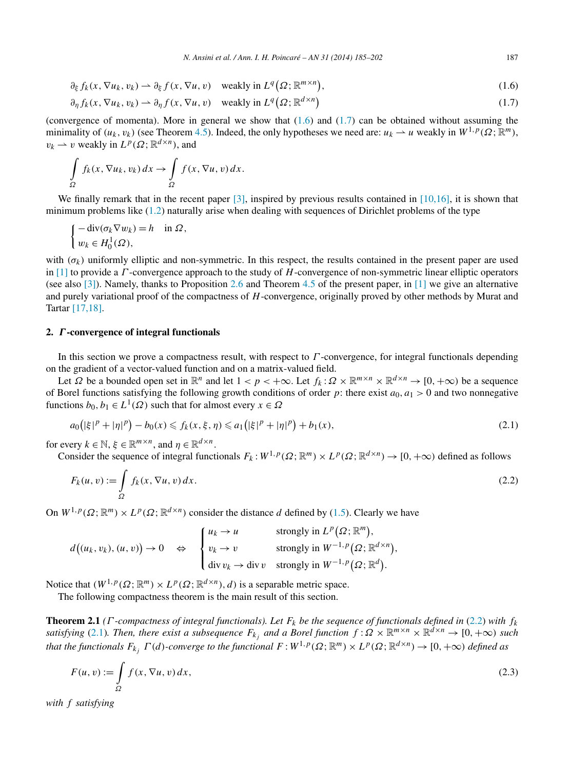$$\partial_\xi f_k(x, \nabla u_k, v_k) \rightharpoonup \partial_\xi f(x, \nabla u, v) \quad \text{weakly in } L^q\big(\Omega; \mathbb{R}^{m\times n}\big), \tag{1.6}$$

$$\partial_\eta f_k(x, \nabla u_k, v_k) \rightharpoonup \partial_\eta f(x, \nabla u, v) \quad \text{weakly in } L^q\big(\Omega; \mathbb{R}^{d\times n}\big) \tag{1.7}$$

(convergence of momenta). More in general we show that (1.6) and (1.7) can be obtained without assuming the minimality of $(u_k, v_k)$ (see Theorem 4.5). Indeed, the only hypotheses we need are: $u_k \rightharpoonup u$ weakly in $W^{1,p}(\Omega; \mathbb{R}^m)$, $v_k \rightharpoonup v$ weakly in $L^p(\Omega; \mathbb{R}^{d\times n})$, and

$$\int_\Omega f_k(x, \nabla u_k, v_k)\, dx \to \int_\Omega f(x, \nabla u, v)\, dx.$$

We finally remark that in the recent paper [3], inspired by previous results contained in [10,16], it is shown that minimum problems like (1.2) naturally arise when dealing with sequences of Dirichlet problems of the type

$$\begin{cases} -\operatorname{div}(\sigma_k \nabla w_k) = h & \text{in } \Omega, \\ w_k \in H_0^1(\Omega), \end{cases}$$

with $(\sigma_k)$ uniformly elliptic and non-symmetric. In this respect, the results contained in the present paper are used in [1] to provide a $\Gamma$-convergence approach to the study of $H$-convergence of non-symmetric linear elliptic operators (see also [3]). Namely, thanks to Proposition 2.6 and Theorem 4.5 of the present paper, in [1] we give an alternative and purely variational proof of the compactness of $H$-convergence, originally proved by other methods by Murat and Tartar [17,18].

## 2. $\Gamma$-convergence of integral functionals

In this section we prove a compactness result, with respect to $\Gamma$-convergence, for integral functionals depending on the gradient of a vector-valued function and on a matrix-valued field.

Let $\Omega$ be a bounded open set in $\mathbb{R}^n$ and let $1 < p < +\infty$. Let $f_k : \Omega \times \mathbb{R}^{m\times n} \times \mathbb{R}^{d\times n} \to [0, +\infty)$ be a sequence of Borel functions satisfying the following growth conditions of order $p$: there exist $a_0, a_1 > 0$ and two nonnegative functions $b_0, b_1 \in L^1(\Omega)$ such that for almost every $x \in \Omega$

$$a_0\big(|\xi|^p + |\eta|^p\big) - b_0(x) \leqslant f_k(x, \xi, \eta) \leqslant a_1\big(|\xi|^p + |\eta|^p\big) + b_1(x), \tag{2.1}$$

for every $k \in \mathbb{N}$, $\xi \in \mathbb{R}^{m\times n}$, and $\eta \in \mathbb{R}^{d\times n}$.

Consider the sequence of integral functionals $F_k : W^{1,p}(\Omega; \mathbb{R}^m) \times L^p(\Omega; \mathbb{R}^{d\times n}) \to [0, +\infty)$ defined as follows

$$F_k(u, v) := \int_\Omega f_k(x, \nabla u, v)\, dx. \tag{2.2}$$

On $W^{1,p}(\Omega; \mathbb{R}^m) \times L^p(\Omega; \mathbb{R}^{d\times n})$ consider the distance $d$ defined by (1.5). Clearly we have

$$d\big((u_k, v_k), (u, v)\big) \to 0 \quad \Leftrightarrow \quad \begin{cases} u_k \to u & \text{strongly in } L^p\big(\Omega; \mathbb{R}^m\big), \\ v_k \to v & \text{strongly in } W^{-1,p}\big(\Omega; \mathbb{R}^{d\times n}\big), \\ \operatorname{div} v_k \to \operatorname{div} v & \text{strongly in } W^{-1,p}\big(\Omega; \mathbb{R}^d\big). \end{cases}$$

Notice that $(W^{1,p}(\Omega; \mathbb{R}^m) \times L^p(\Omega; \mathbb{R}^{d\times n}), d)$ is a separable metric space.

The following compactness theorem is the main result of this section.

**Theorem 2.1** *($\Gamma$-compactness of integral functionals). Let $F_k$ be the sequence of functionals defined in (2.2) with $f_k$ satisfying (2.1). Then, there exist a subsequence $F_{k_j}$ and a Borel function $f : \Omega \times \mathbb{R}^{m\times n} \times \mathbb{R}^{d\times n} \to [0, +\infty)$ such that the functionals $F_{k_j}$ $\Gamma(d)$-converge to the functional $F : W^{1,p}(\Omega; \mathbb{R}^m) \times L^p(\Omega; \mathbb{R}^{d\times n}) \to [0, +\infty)$ defined as*

$$F(u, v) := \int_\Omega f(x, \nabla u, v)\, dx, \tag{2.3}$$

*with $f$ satisfying*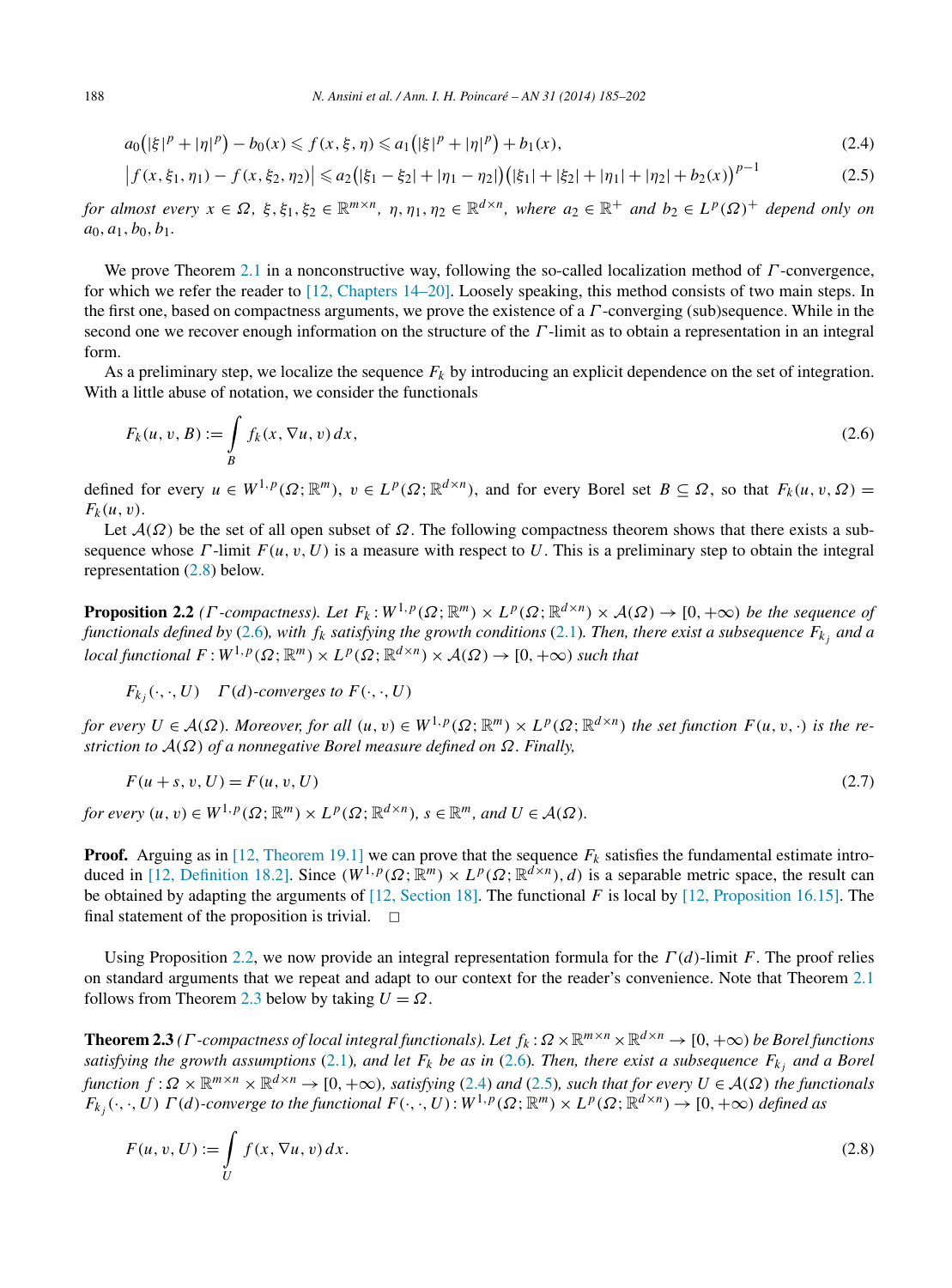$$a_0\big(|\xi|^p + |\eta|^p\big) - b_0(x) \leqslant f(x,\xi,\eta) \leqslant a_1\big(|\xi|^p + |\eta|^p\big) + b_1(x), \tag{2.4}$$

$$\big|f(x,\xi_1,\eta_1) - f(x,\xi_2,\eta_2)\big| \leqslant a_2\big(|\xi_1-\xi_2| + |\eta_1-\eta_2|\big)\big(|\xi_1| + |\xi_2| + |\eta_1| + |\eta_2| + b_2(x)\big)^{p-1} \tag{2.5}$$

*for almost every $x \in \Omega$, $\xi, \xi_1, \xi_2 \in \mathbb{R}^{m\times n}$, $\eta, \eta_1, \eta_2 \in \mathbb{R}^{d\times n}$, where $a_2 \in \mathbb{R}^+$ and $b_2 \in L^p(\Omega)^+$ depend only on $a_0, a_1, b_0, b_1$.*

We prove Theorem 2.1 in a nonconstructive way, following the so-called localization method of $\Gamma$-convergence, for which we refer the reader to [12, Chapters 14–20]. Loosely speaking, this method consists of two main steps. In the first one, based on compactness arguments, we prove the existence of a $\Gamma$-converging (sub)sequence. While in the second one we recover enough information on the structure of the $\Gamma$-limit as to obtain a representation in an integral form.

As a preliminary step, we localize the sequence $F_k$ by introducing an explicit dependence on the set of integration. With a little abuse of notation, we consider the functionals

$$F_k(u,v,B) := \int_B f_k(x,\nabla u, v)\,dx, \tag{2.6}$$

defined for every $u \in W^{1,p}(\Omega;\mathbb{R}^m)$, $v \in L^p(\Omega;\mathbb{R}^{d\times n})$, and for every Borel set $B \subseteq \Omega$, so that $F_k(u,v,\Omega) = F_k(u,v)$.

Let $\mathcal{A}(\Omega)$ be the set of all open subset of $\Omega$. The following compactness theorem shows that there exists a subsequence whose $\Gamma$-limit $F(u,v,U)$ is a measure with respect to $U$. This is a preliminary step to obtain the integral representation (2.8) below.

**Proposition 2.2** *($\Gamma$-compactness). Let $F_k : W^{1,p}(\Omega;\mathbb{R}^m) \times L^p(\Omega;\mathbb{R}^{d\times n}) \times \mathcal{A}(\Omega) \to [0,+\infty)$ be the sequence of functionals defined by (2.6), with $f_k$ satisfying the growth conditions (2.1). Then, there exist a subsequence $F_{k_j}$ and a local functional $F : W^{1,p}(\Omega;\mathbb{R}^m) \times L^p(\Omega;\mathbb{R}^{d\times n}) \times \mathcal{A}(\Omega) \to [0,+\infty)$ such that*

$$F_{k_j}(\cdot,\cdot,U) \quad \Gamma(d)\text{-converges to } F(\cdot,\cdot,U)$$

*for every $U \in \mathcal{A}(\Omega)$. Moreover, for all $(u,v) \in W^{1,p}(\Omega;\mathbb{R}^m) \times L^p(\Omega;\mathbb{R}^{d\times n})$ the set function $F(u,v,\cdot)$ is the restriction to $\mathcal{A}(\Omega)$ of a nonnegative Borel measure defined on $\Omega$. Finally,*

$$F(u+s,v,U) = F(u,v,U) \tag{2.7}$$

*for every $(u,v) \in W^{1,p}(\Omega;\mathbb{R}^m) \times L^p(\Omega;\mathbb{R}^{d\times n})$, $s \in \mathbb{R}^m$, and $U \in \mathcal{A}(\Omega)$.*

**Proof.** Arguing as in [12, Theorem 19.1] we can prove that the sequence $F_k$ satisfies the fundamental estimate introduced in [12, Definition 18.2]. Since $(W^{1,p}(\Omega;\mathbb{R}^m) \times L^p(\Omega;\mathbb{R}^{d\times n}), d)$ is a separable metric space, the result can be obtained by adapting the arguments of [12, Section 18]. The functional $F$ is local by [12, Proposition 16.15]. The final statement of the proposition is trivial. □

Using Proposition 2.2, we now provide an integral representation formula for the $\Gamma(d)$-limit $F$. The proof relies on standard arguments that we repeat and adapt to our context for the reader's convenience. Note that Theorem 2.1 follows from Theorem 2.3 below by taking $U = \Omega$.

**Theorem 2.3** *($\Gamma$-compactness of local integral functionals). Let $f_k : \Omega \times \mathbb{R}^{m\times n} \times \mathbb{R}^{d\times n} \to [0,+\infty)$ be Borel functions satisfying the growth assumptions (2.1), and let $F_k$ be as in (2.6). Then, there exist a subsequence $F_{k_j}$ and a Borel function $f : \Omega \times \mathbb{R}^{m\times n} \times \mathbb{R}^{d\times n} \to [0,+\infty)$, satisfying (2.4) and (2.5), such that for every $U \in \mathcal{A}(\Omega)$ the functionals $F_{k_j}(\cdot,\cdot,U)$ $\Gamma(d)$-converge to the functional $F(\cdot,\cdot,U) : W^{1,p}(\Omega;\mathbb{R}^m) \times L^p(\Omega;\mathbb{R}^{d\times n}) \to [0,+\infty)$ defined as*

$$F(u,v,U) := \int_U f(x,\nabla u, v)\,dx. \tag{2.8}$$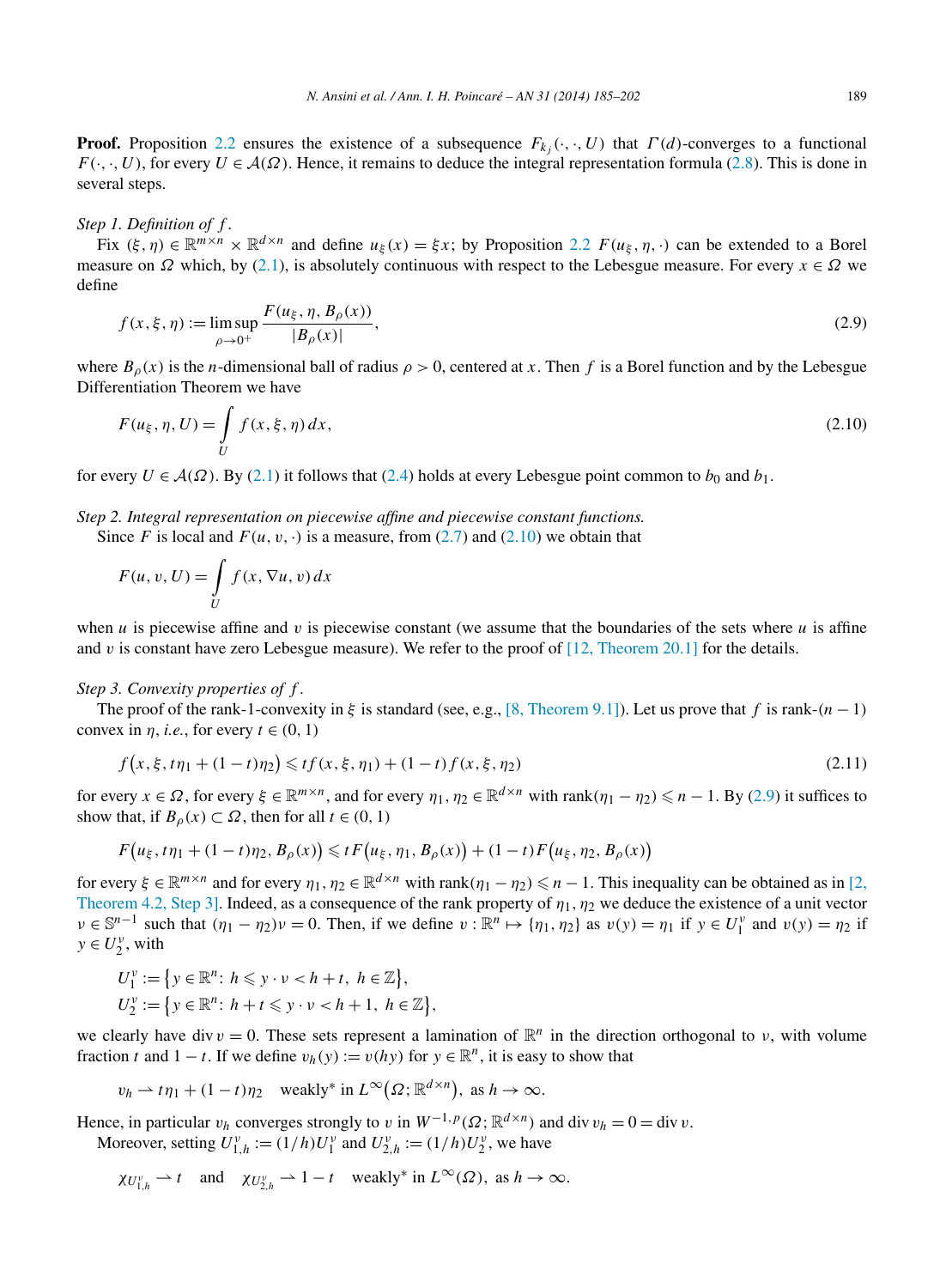**Proof.** Proposition 2.2 ensures the existence of a subsequence $F_{k_j}(\cdot,\cdot,U)$ that $\Gamma(d)$-converges to a functional $F(\cdot,\cdot,U)$, for every $U \in \mathcal{A}(\Omega)$. Hence, it remains to deduce the integral representation formula (2.8). This is done in several steps.

*Step 1. Definition of $f$.*

Fix $(\xi,\eta) \in \mathbb{R}^{m\times n} \times \mathbb{R}^{d\times n}$ and define $u_\xi(x) = \xi x$; by Proposition 2.2 $F(u_\xi,\eta,\cdot)$ can be extended to a Borel measure on $\Omega$ which, by (2.1), is absolutely continuous with respect to the Lebesgue measure. For every $x \in \Omega$ we define

$$f(x,\xi,\eta) := \limsup_{\rho\to 0^+} \frac{F(u_\xi,\eta,B_\rho(x))}{|B_\rho(x)|}, \tag{2.9}$$

where $B_\rho(x)$ is the $n$-dimensional ball of radius $\rho > 0$, centered at $x$. Then $f$ is a Borel function and by the Lebesgue Differentiation Theorem we have

$$F(u_\xi,\eta,U) = \int_U f(x,\xi,\eta)\,dx, \tag{2.10}$$

for every $U \in \mathcal{A}(\Omega)$. By (2.1) it follows that (2.4) holds at every Lebesgue point common to $b_0$ and $b_1$.

*Step 2. Integral representation on piecewise affine and piecewise constant functions.*

Since $F$ is local and $F(u,v,\cdot)$ is a measure, from (2.7) and (2.10) we obtain that

$$F(u,v,U) = \int_U f(x,\nabla u,v)\,dx$$

when $u$ is piecewise affine and $v$ is piecewise constant (we assume that the boundaries of the sets where $u$ is affine and $v$ is constant have zero Lebesgue measure). We refer to the proof of [12, Theorem 20.1] for the details.

*Step 3. Convexity properties of $f$.*

The proof of the rank-1-convexity in $\xi$ is standard (see, e.g., [8, Theorem 9.1]). Let us prove that $f$ is rank-$(n-1)$ convex in $\eta$, *i.e.*, for every $t \in (0,1)$

$$f\big(x,\xi,t\eta_1 + (1-t)\eta_2\big) \leqslant t f(x,\xi,\eta_1) + (1-t) f(x,\xi,\eta_2) \tag{2.11}$$

for every $x \in \Omega$, for every $\xi \in \mathbb{R}^{m\times n}$, and for every $\eta_1,\eta_2 \in \mathbb{R}^{d\times n}$ with $\operatorname{rank}(\eta_1-\eta_2) \leqslant n-1$. By (2.9) it suffices to show that, if $B_\rho(x) \subset \Omega$, then for all $t \in (0,1)$

$$F\big(u_\xi, t\eta_1 + (1-t)\eta_2, B_\rho(x)\big) \leqslant t F\big(u_\xi,\eta_1,B_\rho(x)\big) + (1-t) F\big(u_\xi,\eta_2,B_\rho(x)\big)$$

for every $\xi \in \mathbb{R}^{m\times n}$ and for every $\eta_1,\eta_2 \in \mathbb{R}^{d\times n}$ with $\operatorname{rank}(\eta_1-\eta_2) \leqslant n-1$. This inequality can be obtained as in [2, Theorem 4.2, Step 3]. Indeed, as a consequence of the rank property of $\eta_1,\eta_2$ we deduce the existence of a unit vector $\nu \in \mathbb{S}^{n-1}$ such that $(\eta_1-\eta_2)\nu = 0$. Then, if we define $v : \mathbb{R}^n \mapsto \{\eta_1,\eta_2\}$ as $v(y) = \eta_1$ if $y \in U_1^\nu$ and $v(y) = \eta_2$ if $y \in U_2^\nu$, with

$$U_1^\nu := \big\{y \in \mathbb{R}^n\colon\ h \leqslant y\cdot\nu < h+t,\ h \in \mathbb{Z}\big\},$$
$$U_2^\nu := \big\{y \in \mathbb{R}^n\colon\ h+t \leqslant y\cdot\nu < h+1,\ h \in \mathbb{Z}\big\},$$

we clearly have $\operatorname{div} v = 0$. These sets represent a lamination of $\mathbb{R}^n$ in the direction orthogonal to $\nu$, with volume fraction $t$ and $1-t$. If we define $v_h(y) := v(hy)$ for $y \in \mathbb{R}^n$, it is easy to show that

$$v_h \rightharpoonup t\eta_1 + (1-t)\eta_2 \quad \text{weakly* in } L^\infty\big(\Omega;\mathbb{R}^{d\times n}\big), \text{ as } h \to \infty.$$

Hence, in particular $v_h$ converges strongly to $v$ in $W^{-1,p}(\Omega;\mathbb{R}^{d\times n})$ and $\operatorname{div} v_h = 0 = \operatorname{div} v$.

Moreover, setting $U_{1,h}^\nu := (1/h)U_1^\nu$ and $U_{2,h}^\nu := (1/h)U_2^\nu$, we have

$$\chi_{U_{1,h}^\nu} \rightharpoonup t \quad \text{and} \quad \chi_{U_{2,h}^\nu} \rightharpoonup 1-t \quad \text{weakly* in } L^\infty(\Omega), \text{ as } h \to \infty.$$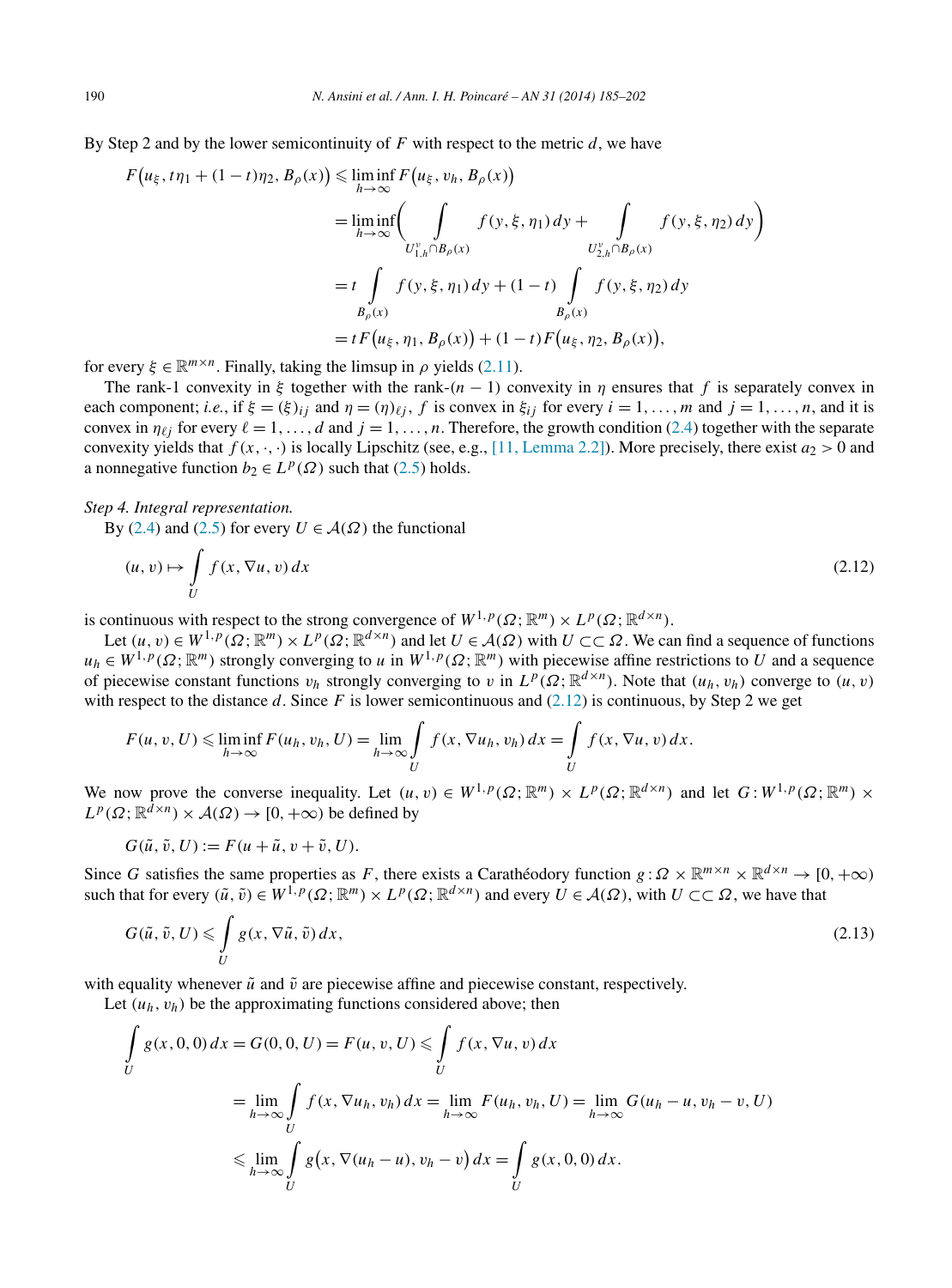By Step 2 and by the lower semicontinuity of $F$ with respect to the metric $d$, we have

$$
\begin{aligned}
F\big(u_\xi, t\eta_1 + (1-t)\eta_2, B_\rho(x)\big) &\leqslant \liminf_{h\to\infty} F\big(u_\xi, v_h, B_\rho(x)\big) \\
&= \liminf_{h\to\infty}\bigg( \int_{U_{1,h}^\nu \cap B_\rho(x)} f(y,\xi,\eta_1)\,dy + \int_{U_{2,h}^\nu \cap B_\rho(x)} f(y,\xi,\eta_2)\,dy \bigg) \\
&= t \int_{B_\rho(x)} f(y,\xi,\eta_1)\,dy + (1-t)\int_{B_\rho(x)} f(y,\xi,\eta_2)\,dy \\
&= tF\big(u_\xi,\eta_1,B_\rho(x)\big) + (1-t)F\big(u_\xi,\eta_2,B_\rho(x)\big),
\end{aligned}
$$

for every $\xi \in \mathbb{R}^{m\times n}$. Finally, taking the limsup in $\rho$ yields (2.11).

The rank-1 convexity in $\xi$ together with the rank-$(n-1)$ convexity in $\eta$ ensures that $f$ is separately convex in each component; *i.e.*, if $\xi = (\xi)_{ij}$ and $\eta = (\eta)_{\ell j}$, $f$ is convex in $\xi_{ij}$ for every $i = 1,\dots,m$ and $j = 1,\dots,n$, and it is convex in $\eta_{\ell j}$ for every $\ell = 1,\dots,d$ and $j = 1,\dots,n$. Therefore, the growth condition (2.4) together with the separate convexity yields that $f(x,\cdot,\cdot)$ is locally Lipschitz (see, e.g., [11, Lemma 2.2]). More precisely, there exist $a_2 > 0$ and a nonnegative function $b_2 \in L^p(\Omega)$ such that (2.5) holds.

*Step 4. Integral representation.*

By (2.4) and (2.5) for every $U \in \mathcal{A}(\Omega)$ the functional

$$
(u,v) \mapsto \int_U f(x,\nabla u, v)\,dx \tag{2.12}
$$

is continuous with respect to the strong convergence of $W^{1,p}(\Omega;\mathbb{R}^m)\times L^p(\Omega;\mathbb{R}^{d\times n})$.

Let $(u,v) \in W^{1,p}(\Omega;\mathbb{R}^m)\times L^p(\Omega;\mathbb{R}^{d\times n})$ and let $U \in \mathcal{A}(\Omega)$ with $U \subset\subset \Omega$. We can find a sequence of functions $u_h \in W^{1,p}(\Omega;\mathbb{R}^m)$ strongly converging to $u$ in $W^{1,p}(\Omega;\mathbb{R}^m)$ with piecewise affine restrictions to $U$ and a sequence of piecewise constant functions $v_h$ strongly converging to $v$ in $L^p(\Omega;\mathbb{R}^{d\times n})$. Note that $(u_h, v_h)$ converge to $(u,v)$ with respect to the distance $d$. Since $F$ is lower semicontinuous and (2.12) is continuous, by Step 2 we get

$$
F(u,v,U) \leqslant \liminf_{h\to\infty} F(u_h,v_h,U) = \lim_{h\to\infty}\int_U f(x,\nabla u_h, v_h)\,dx = \int_U f(x,\nabla u, v)\,dx.
$$

We now prove the converse inequality. Let $(u,v) \in W^{1,p}(\Omega;\mathbb{R}^m)\times L^p(\Omega;\mathbb{R}^{d\times n})$ and let $G : W^{1,p}(\Omega;\mathbb{R}^m)\times L^p(\Omega;\mathbb{R}^{d\times n})\times\mathcal{A}(\Omega)\to[0,+\infty)$ be defined by

$$
G(\tilde u,\tilde v, U) := F(u+\tilde u, v+\tilde v, U).
$$

Since $G$ satisfies the same properties as $F$, there exists a Carathéodory function $g : \Omega\times\mathbb{R}^{m\times n}\times\mathbb{R}^{d\times n}\to[0,+\infty)$ such that for every $(\tilde u,\tilde v)\in W^{1,p}(\Omega;\mathbb{R}^m)\times L^p(\Omega;\mathbb{R}^{d\times n})$ and every $U\in\mathcal{A}(\Omega)$, with $U\subset\subset\Omega$, we have that

$$
G(\tilde u,\tilde v,U) \leqslant \int_U g(x,\nabla\tilde u,\tilde v)\,dx, \tag{2.13}
$$

with equality whenever $\tilde u$ and $\tilde v$ are piecewise affine and piecewise constant, respectively.

Let $(u_h, v_h)$ be the approximating functions considered above; then

$$
\begin{aligned}
\int_U g(x,0,0)\,dx = G(0,0,U) = F(u,v,U) &\leqslant \int_U f(x,\nabla u, v)\,dx \\
&= \lim_{h\to\infty}\int_U f(x,\nabla u_h, v_h)\,dx = \lim_{h\to\infty} F(u_h,v_h,U) = \lim_{h\to\infty} G(u_h-u, v_h-v, U) \\
&\leqslant \lim_{h\to\infty}\int_U g\big(x,\nabla(u_h-u), v_h-v\big)\,dx = \int_U g(x,0,0)\,dx.
\end{aligned}
$$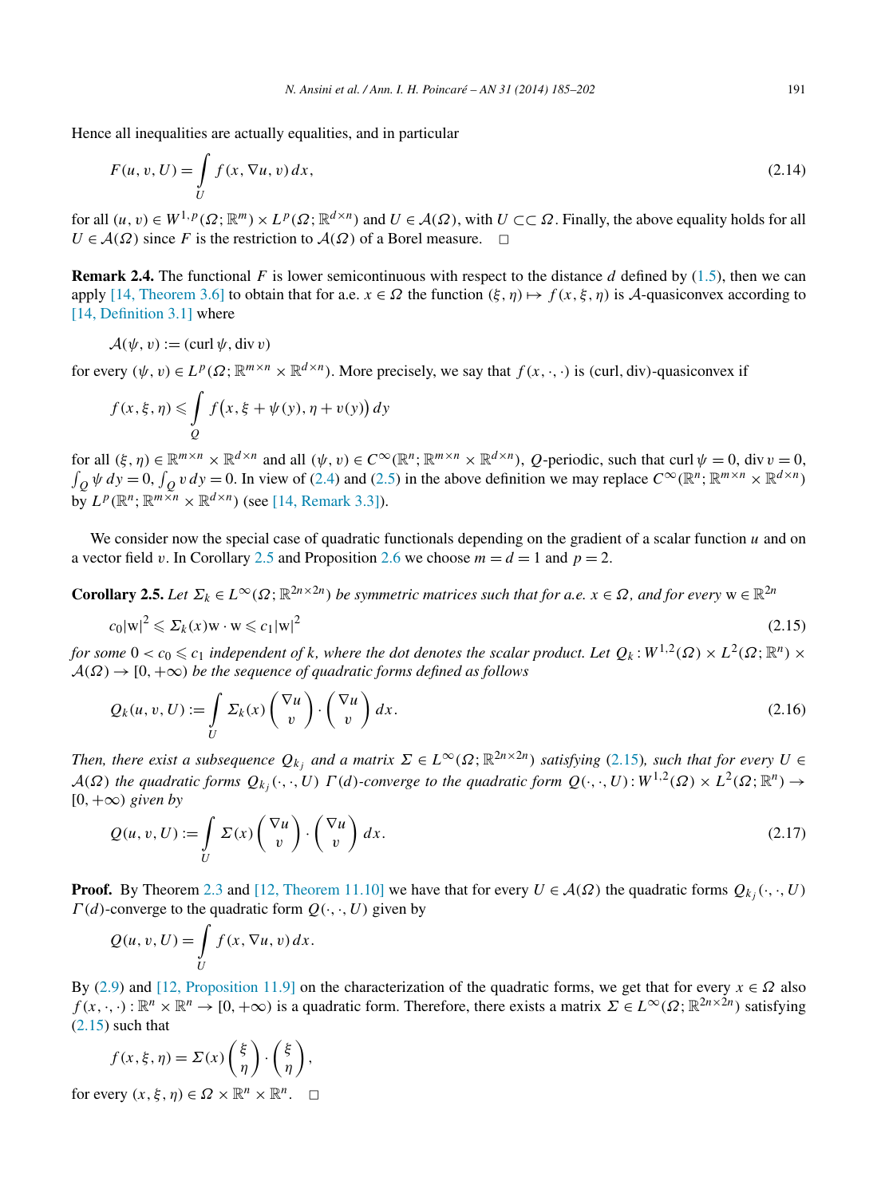Hence all inequalities are actually equalities, and in particular

$$F(u,v,U)=\int_U f(x,\nabla u,v)\,dx, \tag{2.14}$$

for all $(u,v)\in W^{1,p}(\Omega;\mathbb{R}^m)\times L^p(\Omega;\mathbb{R}^{d\times n})$ and $U\in\mathcal{A}(\Omega)$, with $U\subset\subset\Omega$. Finally, the above equality holds for all $U\in\mathcal{A}(\Omega)$ since $F$ is the restriction to $\mathcal{A}(\Omega)$ of a Borel measure. $\square$

**Remark 2.4.** The functional $F$ is lower semicontinuous with respect to the distance $d$ defined by (1.5), then we can apply [14, Theorem 3.6] to obtain that for a.e. $x\in\Omega$ the function $(\xi,\eta)\mapsto f(x,\xi,\eta)$ is $\mathcal{A}$-quasiconvex according to [14, Definition 3.1] where

$$\mathcal{A}(\psi,v):=(\operatorname{curl}\psi,\operatorname{div}v)$$

for every $(\psi,v)\in L^p(\Omega;\mathbb{R}^{m\times n}\times\mathbb{R}^{d\times n})$. More precisely, we say that $f(x,\cdot,\cdot)$ is (curl, div)-quasiconvex if

$$f(x,\xi,\eta)\leqslant\int_Q f\big(x,\xi+\psi(y),\eta+v(y)\big)\,dy$$

for all $(\xi,\eta)\in\mathbb{R}^{m\times n}\times\mathbb{R}^{d\times n}$ and all $(\psi,v)\in C^\infty(\mathbb{R}^n;\mathbb{R}^{m\times n}\times\mathbb{R}^{d\times n})$, $Q$-periodic, such that $\operatorname{curl}\psi=0$, $\operatorname{div}v=0$, $\int_Q\psi\,dy=0$, $\int_Q v\,dy=0$. In view of (2.4) and (2.5) in the above definition we may replace $C^\infty(\mathbb{R}^n;\mathbb{R}^{m\times n}\times\mathbb{R}^{d\times n})$ by $L^p(\mathbb{R}^n;\mathbb{R}^{m\times n}\times\mathbb{R}^{d\times n})$ (see [14, Remark 3.3]).

We consider now the special case of quadratic functionals depending on the gradient of a scalar function $u$ and on a vector field $v$. In Corollary 2.5 and Proposition 2.6 we choose $m=d=1$ and $p=2$.

**Corollary 2.5.** *Let $\Sigma_k\in L^\infty(\Omega;\mathbb{R}^{2n\times 2n})$ be symmetric matrices such that for a.e. $x\in\Omega$, and for every $\mathrm{w}\in\mathbb{R}^{2n}$*

$$c_0|\mathrm{w}|^2\leqslant\Sigma_k(x)\mathrm{w}\cdot\mathrm{w}\leqslant c_1|\mathrm{w}|^2 \tag{2.15}$$

*for some $0<c_0\leqslant c_1$ independent of $k$, where the dot denotes the scalar product. Let $Q_k:W^{1,2}(\Omega)\times L^2(\Omega;\mathbb{R}^n)\times\mathcal{A}(\Omega)\to[0,+\infty)$ be the sequence of quadratic forms defined as follows*

$$Q_k(u,v,U):=\int_U\Sigma_k(x)\begin{pmatrix}\nabla u\\ v\end{pmatrix}\cdot\begin{pmatrix}\nabla u\\ v\end{pmatrix}dx. \tag{2.16}$$

*Then, there exist a subsequence $Q_{k_j}$ and a matrix $\Sigma\in L^\infty(\Omega;\mathbb{R}^{2n\times 2n})$ satisfying (2.15), such that for every $U\in\mathcal{A}(\Omega)$ the quadratic forms $Q_{k_j}(\cdot,\cdot,U)$ $\Gamma(d)$-converge to the quadratic form $Q(\cdot,\cdot,U):W^{1,2}(\Omega)\times L^2(\Omega;\mathbb{R}^n)\to[0,+\infty)$ given by*

$$Q(u,v,U):=\int_U\Sigma(x)\begin{pmatrix}\nabla u\\ v\end{pmatrix}\cdot\begin{pmatrix}\nabla u\\ v\end{pmatrix}dx. \tag{2.17}$$

**Proof.** By Theorem 2.3 and [12, Theorem 11.10] we have that for every $U\in\mathcal{A}(\Omega)$ the quadratic forms $Q_{k_j}(\cdot,\cdot,U)$ $\Gamma(d)$-converge to the quadratic form $Q(\cdot,\cdot,U)$ given by

$$Q(u,v,U)=\int_U f(x,\nabla u,v)\,dx.$$

By (2.9) and [12, Proposition 11.9] on the characterization of the quadratic forms, we get that for every $x\in\Omega$ also $f(x,\cdot,\cdot):\mathbb{R}^n\times\mathbb{R}^n\to[0,+\infty)$ is a quadratic form. Therefore, there exists a matrix $\Sigma\in L^\infty(\Omega;\mathbb{R}^{2n\times 2n})$ satisfying (2.15) such that

$$f(x,\xi,\eta)=\Sigma(x)\begin{pmatrix}\xi\\ \eta\end{pmatrix}\cdot\begin{pmatrix}\xi\\ \eta\end{pmatrix},$$

for every $(x,\xi,\eta)\in\Omega\times\mathbb{R}^n\times\mathbb{R}^n$. $\square$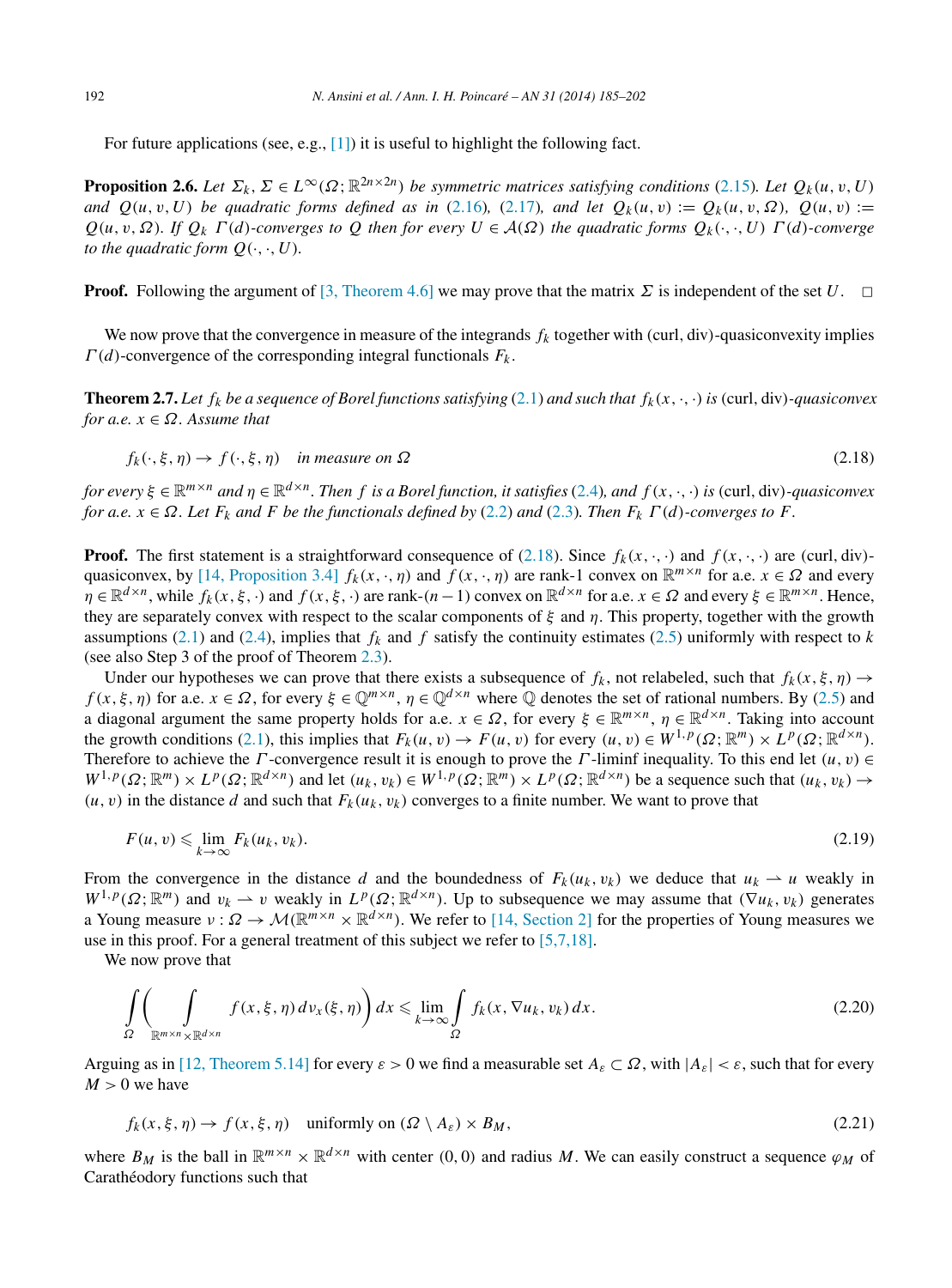For future applications (see, e.g., [1]) it is useful to highlight the following fact.

**Proposition 2.6.** *Let $\Sigma_k, \Sigma \in L^\infty(\Omega; \mathbb{R}^{2n\times 2n})$ be symmetric matrices satisfying conditions (2.15). Let $Q_k(u, v, U)$ and $Q(u, v, U)$ be quadratic forms defined as in (2.16), (2.17), and let $Q_k(u, v) := Q_k(u, v, \Omega)$, $Q(u, v) := Q(u, v, \Omega)$. If $Q_k$ $\Gamma(d)$-converges to $Q$ then for every $U \in \mathcal{A}(\Omega)$ the quadratic forms $Q_k(\cdot, \cdot, U)$ $\Gamma(d)$-converge to the quadratic form $Q(\cdot, \cdot, U)$.*

**Proof.** Following the argument of [3, Theorem 4.6] we may prove that the matrix $\Sigma$ is independent of the set $U$. $\square$

We now prove that the convergence in measure of the integrands $f_k$ together with (curl, div)-quasiconvexity implies $\Gamma(d)$-convergence of the corresponding integral functionals $F_k$.

**Theorem 2.7.** *Let $f_k$ be a sequence of Borel functions satisfying (2.1) and such that $f_k(x, \cdot, \cdot)$ is* (curl, div)*-quasiconvex for a.e. $x \in \Omega$. Assume that*

$$f_k(\cdot, \xi, \eta) \to f(\cdot, \xi, \eta) \quad \textit{in measure on } \Omega \tag{2.18}$$

*for every $\xi \in \mathbb{R}^{m\times n}$ and $\eta \in \mathbb{R}^{d\times n}$. Then $f$ is a Borel function, it satisfies (2.4), and $f(x, \cdot, \cdot)$ is* (curl, div)*-quasiconvex for a.e. $x \in \Omega$. Let $F_k$ and $F$ be the functionals defined by (2.2) and (2.3). Then $F_k$ $\Gamma(d)$-converges to $F$.*

**Proof.** The first statement is a straightforward consequence of (2.18). Since $f_k(x, \cdot, \cdot)$ and $f(x, \cdot, \cdot)$ are (curl, div)-quasiconvex, by [14, Proposition 3.4] $f_k(x, \cdot, \eta)$ and $f(x, \cdot, \eta)$ are rank-1 convex on $\mathbb{R}^{m\times n}$ for a.e. $x \in \Omega$ and every $\eta \in \mathbb{R}^{d\times n}$, while $f_k(x, \xi, \cdot)$ and $f(x, \xi, \cdot)$ are rank-$(n-1)$ convex on $\mathbb{R}^{d\times n}$ for a.e. $x \in \Omega$ and every $\xi \in \mathbb{R}^{m\times n}$. Hence, they are separately convex with respect to the scalar components of $\xi$ and $\eta$. This property, together with the growth assumptions (2.1) and (2.4), implies that $f_k$ and $f$ satisfy the continuity estimates (2.5) uniformly with respect to $k$ (see also Step 3 of the proof of Theorem 2.3).

Under our hypotheses we can prove that there exists a subsequence of $f_k$, not relabeled, such that $f_k(x, \xi, \eta) \to f(x, \xi, \eta)$ for a.e. $x \in \Omega$, for every $\xi \in \mathbb{Q}^{m\times n}$, $\eta \in \mathbb{Q}^{d\times n}$ where $\mathbb{Q}$ denotes the set of rational numbers. By (2.5) and a diagonal argument the same property holds for a.e. $x \in \Omega$, for every $\xi \in \mathbb{R}^{m\times n}$, $\eta \in \mathbb{R}^{d\times n}$. Taking into account the growth conditions (2.1), this implies that $F_k(u, v) \to F(u, v)$ for every $(u, v) \in W^{1,p}(\Omega; \mathbb{R}^m) \times L^p(\Omega; \mathbb{R}^{d\times n})$. Therefore to achieve the $\Gamma$-convergence result it is enough to prove the $\Gamma$-liminf inequality. To this end let $(u, v) \in W^{1,p}(\Omega; \mathbb{R}^m) \times L^p(\Omega; \mathbb{R}^{d\times n})$ and let $(u_k, v_k) \in W^{1,p}(\Omega; \mathbb{R}^m) \times L^p(\Omega; \mathbb{R}^{d\times n})$ be a sequence such that $(u_k, v_k) \to (u, v)$ in the distance $d$ and such that $F_k(u_k, v_k)$ converges to a finite number. We want to prove that

$$F(u, v) \leqslant \lim_{k\to\infty} F_k(u_k, v_k). \tag{2.19}$$

From the convergence in the distance $d$ and the boundedness of $F_k(u_k, v_k)$ we deduce that $u_k \rightharpoonup u$ weakly in $W^{1,p}(\Omega; \mathbb{R}^m)$ and $v_k \rightharpoonup v$ weakly in $L^p(\Omega; \mathbb{R}^{d\times n})$. Up to subsequence we may assume that $(\nabla u_k, v_k)$ generates a Young measure $\nu : \Omega \to \mathcal{M}(\mathbb{R}^{m\times n} \times \mathbb{R}^{d\times n})$. We refer to [14, Section 2] for the properties of Young measures we use in this proof. For a general treatment of this subject we refer to [5,7,18].

We now prove that

$$\int_\Omega \left( \int_{\mathbb{R}^{m\times n}\times\mathbb{R}^{d\times n}} f(x, \xi, \eta)\, d\nu_x(\xi, \eta) \right) dx \leqslant \lim_{k\to\infty} \int_\Omega f_k(x, \nabla u_k, v_k)\, dx. \tag{2.20}$$

Arguing as in [12, Theorem 5.14] for every $\varepsilon > 0$ we find a measurable set $A_\varepsilon \subset \Omega$, with $|A_\varepsilon| < \varepsilon$, such that for every $M > 0$ we have

$$f_k(x, \xi, \eta) \to f(x, \xi, \eta) \quad \text{uniformly on } (\Omega \setminus A_\varepsilon) \times B_M, \tag{2.21}$$

where $B_M$ is the ball in $\mathbb{R}^{m\times n} \times \mathbb{R}^{d\times n}$ with center $(0, 0)$ and radius $M$. We can easily construct a sequence $\varphi_M$ of Carathéodory functions such that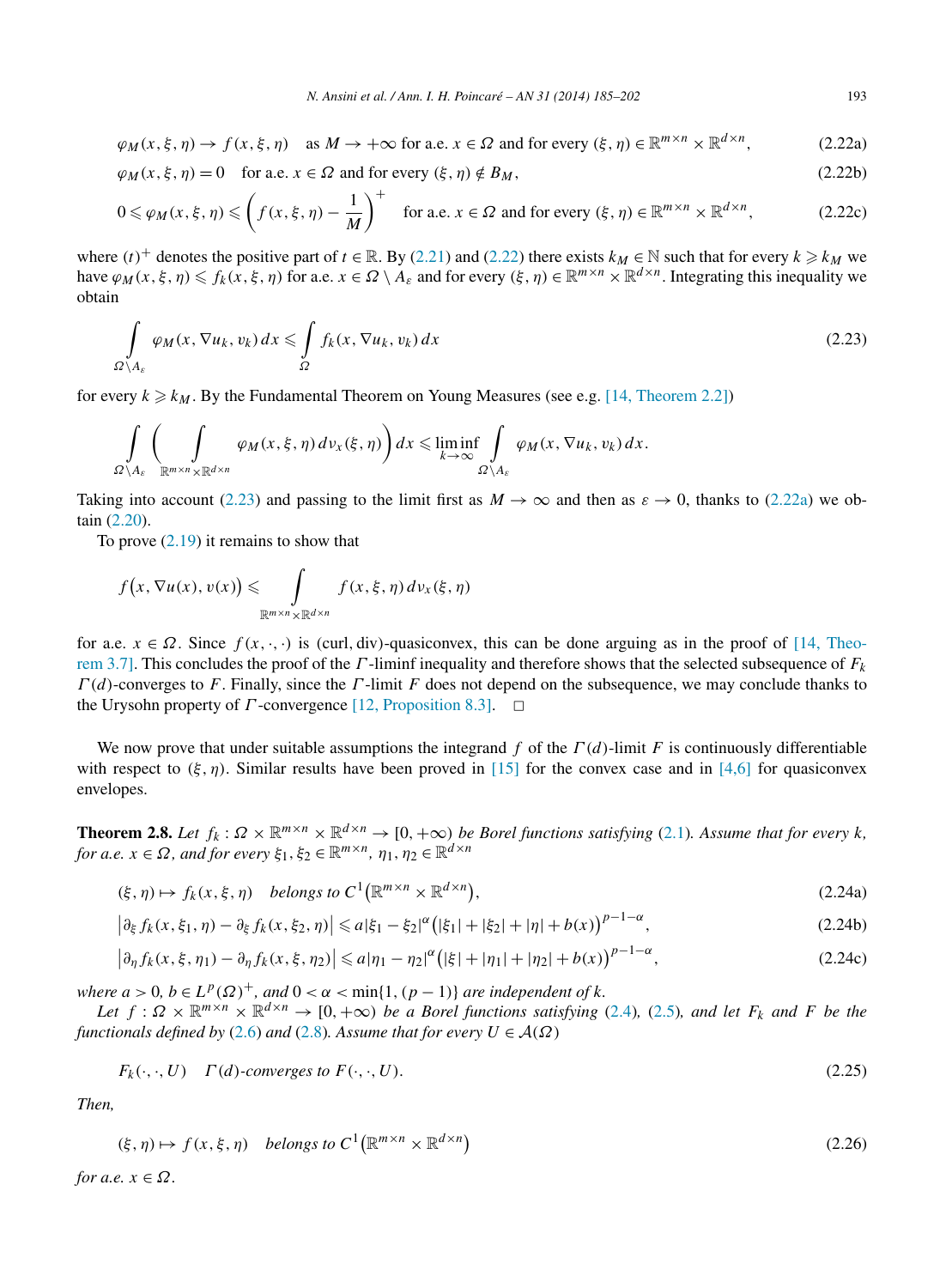$$\varphi_M(x,\xi,\eta) \to f(x,\xi,\eta) \quad \text{as } M \to +\infty \text{ for a.e. } x \in \Omega \text{ and for every } (\xi,\eta) \in \mathbb{R}^{m\times n} \times \mathbb{R}^{d\times n}, \tag{2.22a}$$

$$\varphi_M(x,\xi,\eta) = 0 \quad \text{for a.e. } x \in \Omega \text{ and for every } (\xi,\eta) \notin B_M, \tag{2.22b}$$

$$0 \leqslant \varphi_M(x,\xi,\eta) \leqslant \left(f(x,\xi,\eta) - \frac{1}{M}\right)^+ \quad \text{for a.e. } x \in \Omega \text{ and for every } (\xi,\eta) \in \mathbb{R}^{m\times n} \times \mathbb{R}^{d\times n}, \tag{2.22c}$$

where $(t)^+$ denotes the positive part of $t \in \mathbb{R}$. By (2.21) and (2.22) there exists $k_M \in \mathbb{N}$ such that for every $k \geqslant k_M$ we have $\varphi_M(x,\xi,\eta) \leqslant f_k(x,\xi,\eta)$ for a.e. $x \in \Omega \setminus A_\varepsilon$ and for every $(\xi,\eta) \in \mathbb{R}^{m\times n} \times \mathbb{R}^{d\times n}$. Integrating this inequality we obtain

$$\int_{\Omega\setminus A_\varepsilon} \varphi_M(x,\nabla u_k, v_k)\,dx \leqslant \int_{\Omega} f_k(x,\nabla u_k, v_k)\,dx \tag{2.23}$$

for every $k \geqslant k_M$. By the Fundamental Theorem on Young Measures (see e.g. [14, Theorem 2.2])

$$\int_{\Omega\setminus A_\varepsilon} \left( \int_{\mathbb{R}^{m\times n}\times\mathbb{R}^{d\times n}} \varphi_M(x,\xi,\eta)\,d\nu_x(\xi,\eta)\right) dx \leqslant \liminf_{k\to\infty} \int_{\Omega\setminus A_\varepsilon} \varphi_M(x,\nabla u_k, v_k)\,dx.$$

Taking into account (2.23) and passing to the limit first as $M \to \infty$ and then as $\varepsilon \to 0$, thanks to (2.22a) we obtain (2.20).

To prove (2.19) it remains to show that

$$f\big(x,\nabla u(x), v(x)\big) \leqslant \int_{\mathbb{R}^{m\times n}\times\mathbb{R}^{d\times n}} f(x,\xi,\eta)\,d\nu_x(\xi,\eta)$$

for a.e. $x \in \Omega$. Since $f(x,\cdot,\cdot)$ is (curl, div)-quasiconvex, this can be done arguing as in the proof of [14, Theorem 3.7]. This concludes the proof of the $\Gamma$-liminf inequality and therefore shows that the selected subsequence of $F_k$ $\Gamma(d)$-converges to $F$. Finally, since the $\Gamma$-limit $F$ does not depend on the subsequence, we may conclude thanks to the Urysohn property of $\Gamma$-convergence [12, Proposition 8.3]. □

We now prove that under suitable assumptions the integrand $f$ of the $\Gamma(d)$-limit $F$ is continuously differentiable with respect to $(\xi,\eta)$. Similar results have been proved in [15] for the convex case and in [4,6] for quasiconvex envelopes.

**Theorem 2.8.** *Let $f_k : \Omega \times \mathbb{R}^{m\times n} \times \mathbb{R}^{d\times n} \to [0,+\infty)$ be Borel functions satisfying (2.1). Assume that for every $k$, for a.e. $x \in \Omega$, and for every $\xi_1,\xi_2 \in \mathbb{R}^{m\times n}$, $\eta_1,\eta_2 \in \mathbb{R}^{d\times n}$*

$$(\xi,\eta) \mapsto f_k(x,\xi,\eta) \quad \text{belongs to } C^1\big(\mathbb{R}^{m\times n} \times \mathbb{R}^{d\times n}\big), \tag{2.24a}$$

$$\big|\partial_\xi f_k(x,\xi_1,\eta) - \partial_\xi f_k(x,\xi_2,\eta)\big| \leqslant a|\xi_1-\xi_2|^\alpha \big(|\xi_1|+|\xi_2|+|\eta|+b(x)\big)^{p-1-\alpha}, \tag{2.24b}$$

$$\big|\partial_\eta f_k(x,\xi,\eta_1) - \partial_\eta f_k(x,\xi,\eta_2)\big| \leqslant a|\eta_1-\eta_2|^\alpha \big(|\xi|+|\eta_1|+|\eta_2|+b(x)\big)^{p-1-\alpha}, \tag{2.24c}$$

*where $a > 0$, $b \in L^p(\Omega)^+$, and $0 < \alpha < \min\{1,(p-1)\}$ are independent of $k$.*

*Let $f : \Omega \times \mathbb{R}^{m\times n} \times \mathbb{R}^{d\times n} \to [0,+\infty)$ be a Borel functions satisfying (2.4), (2.5), and let $F_k$ and $F$ be the functionals defined by (2.6) and (2.8). Assume that for every $U \in \mathcal{A}(\Omega)$*

$$F_k(\cdot,\cdot,U) \quad \Gamma(d)\text{-converges to } F(\cdot,\cdot,U). \tag{2.25}$$

*Then,*

$$(\xi,\eta) \mapsto f(x,\xi,\eta) \quad \text{belongs to } C^1\big(\mathbb{R}^{m\times n} \times \mathbb{R}^{d\times n}\big) \tag{2.26}$$

*for a.e. $x \in \Omega$.*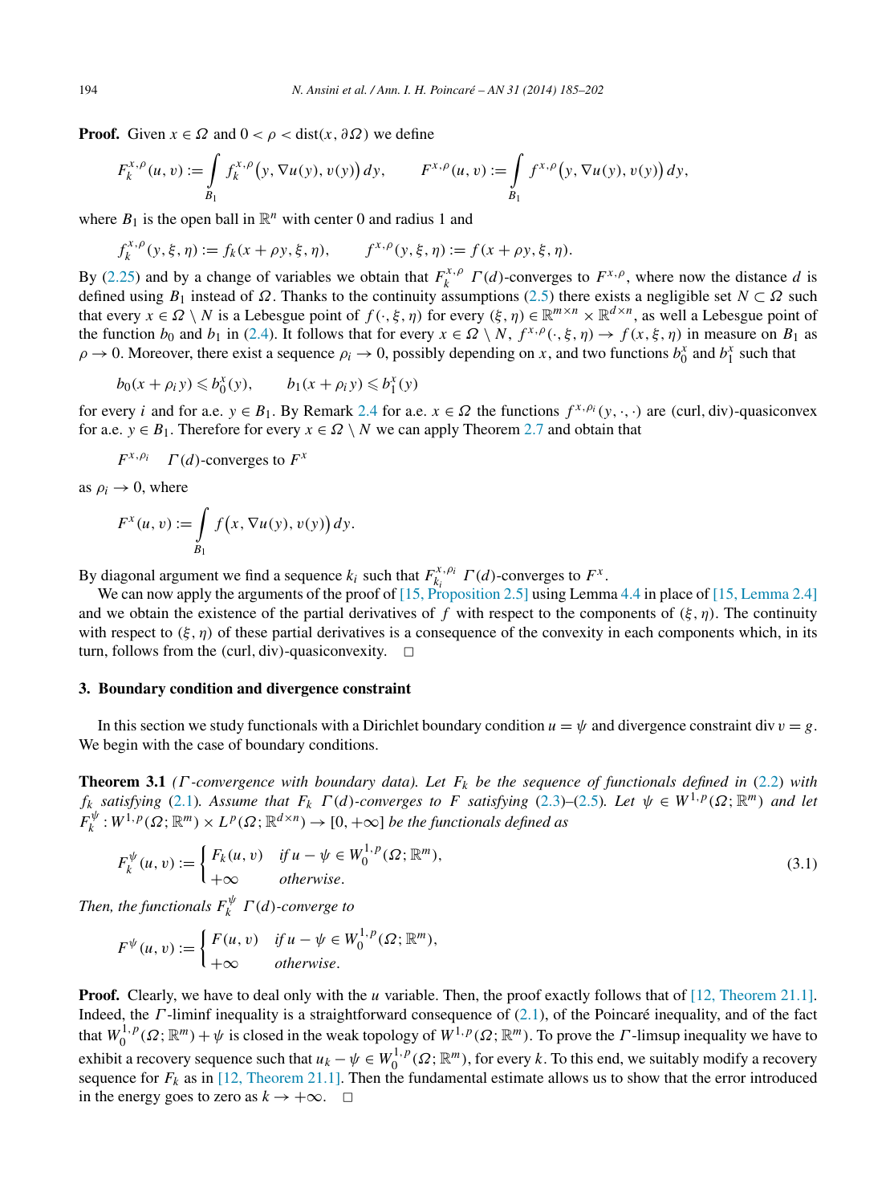**Proof.** Given $x \in \Omega$ and $0 < \rho < \operatorname{dist}(x, \partial\Omega)$ we define

$$F_k^{x,\rho}(u,v) := \int_{B_1} f_k^{x,\rho}\big(y, \nabla u(y), v(y)\big)\, dy, \qquad F^{x,\rho}(u,v) := \int_{B_1} f^{x,\rho}\big(y, \nabla u(y), v(y)\big)\, dy,$$

where $B_1$ is the open ball in $\mathbb{R}^n$ with center 0 and radius 1 and

$$f_k^{x,\rho}(y,\xi,\eta) := f_k(x + \rho y, \xi, \eta), \qquad f^{x,\rho}(y,\xi,\eta) := f(x + \rho y, \xi, \eta).$$

By (2.25) and by a change of variables we obtain that $F_k^{x,\rho}$ $\Gamma(d)$-converges to $F^{x,\rho}$, where now the distance $d$ is defined using $B_1$ instead of $\Omega$. Thanks to the continuity assumptions (2.5) there exists a negligible set $N \subset \Omega$ such that every $x \in \Omega \setminus N$ is a Lebesgue point of $f(\cdot, \xi, \eta)$ for every $(\xi, \eta) \in \mathbb{R}^{m\times n} \times \mathbb{R}^{d\times n}$, as well a Lebesgue point of the function $b_0$ and $b_1$ in (2.4). It follows that for every $x \in \Omega \setminus N$, $f^{x,\rho}(\cdot, \xi, \eta) \to f(x, \xi, \eta)$ in measure on $B_1$ as $\rho \to 0$. Moreover, there exist a sequence $\rho_i \to 0$, possibly depending on $x$, and two functions $b_0^x$ and $b_1^x$ such that

$$b_0(x + \rho_i y) \leqslant b_0^x(y), \qquad b_1(x + \rho_i y) \leqslant b_1^x(y)$$

for every $i$ and for a.e. $y \in B_1$. By Remark 2.4 for a.e. $x \in \Omega$ the functions $f^{x,\rho_i}(y, \cdot, \cdot)$ are (curl, div)-quasiconvex for a.e. $y \in B_1$. Therefore for every $x \in \Omega \setminus N$ we can apply Theorem 2.7 and obtain that

$$F^{x,\rho_i} \quad \Gamma(d)\text{-converges to } F^x$$

as $\rho_i \to 0$, where

$$F^x(u,v) := \int_{B_1} f\big(x, \nabla u(y), v(y)\big)\, dy.$$

By diagonal argument we find a sequence $k_i$ such that $F_{k_i}^{x,\rho_i}$ $\Gamma(d)$-converges to $F^x$.

We can now apply the arguments of the proof of [15, Proposition 2.5] using Lemma 4.4 in place of [15, Lemma 2.4] and we obtain the existence of the partial derivatives of $f$ with respect to the components of $(\xi, \eta)$. The continuity with respect to $(\xi, \eta)$ of these partial derivatives is a consequence of the convexity in each components which, in its turn, follows from the (curl, div)-quasiconvexity. $\square$

## 3. Boundary condition and divergence constraint

In this section we study functionals with a Dirichlet boundary condition $u = \psi$ and divergence constraint $\operatorname{div} v = g$. We begin with the case of boundary conditions.

**Theorem 3.1** *($\Gamma$-convergence with boundary data). Let $F_k$ be the sequence of functionals defined in (2.2) with $f_k$ satisfying (2.1). Assume that $F_k$ $\Gamma(d)$-converges to $F$ satisfying (2.3)–(2.5). Let $\psi \in W^{1,p}(\Omega; \mathbb{R}^m)$ and let $F_k^\psi : W^{1,p}(\Omega; \mathbb{R}^m) \times L^p(\Omega; \mathbb{R}^{d\times n}) \to [0, +\infty]$ be the functionals defined as*

$$F_k^\psi(u,v) := \begin{cases} F_k(u,v) & \text{if } u - \psi \in W_0^{1,p}(\Omega; \mathbb{R}^m), \\ +\infty & \text{otherwise.} \end{cases} \tag{3.1}$$

*Then, the functionals $F_k^\psi$ $\Gamma(d)$-converge to*

$$F^\psi(u,v) := \begin{cases} F(u,v) & \text{if } u - \psi \in W_0^{1,p}(\Omega; \mathbb{R}^m), \\ +\infty & \text{otherwise.} \end{cases}$$

**Proof.** Clearly, we have to deal only with the $u$ variable. Then, the proof exactly follows that of [12, Theorem 21.1]. Indeed, the $\Gamma$-liminf inequality is a straightforward consequence of (2.1), of the Poincaré inequality, and of the fact that $W_0^{1,p}(\Omega; \mathbb{R}^m) + \psi$ is closed in the weak topology of $W^{1,p}(\Omega; \mathbb{R}^m)$. To prove the $\Gamma$-limsup inequality we have to exhibit a recovery sequence such that $u_k - \psi \in W_0^{1,p}(\Omega; \mathbb{R}^m)$, for every $k$. To this end, we suitably modify a recovery sequence for $F_k$ as in [12, Theorem 21.1]. Then the fundamental estimate allows us to show that the error introduced in the energy goes to zero as $k \to +\infty$. $\square$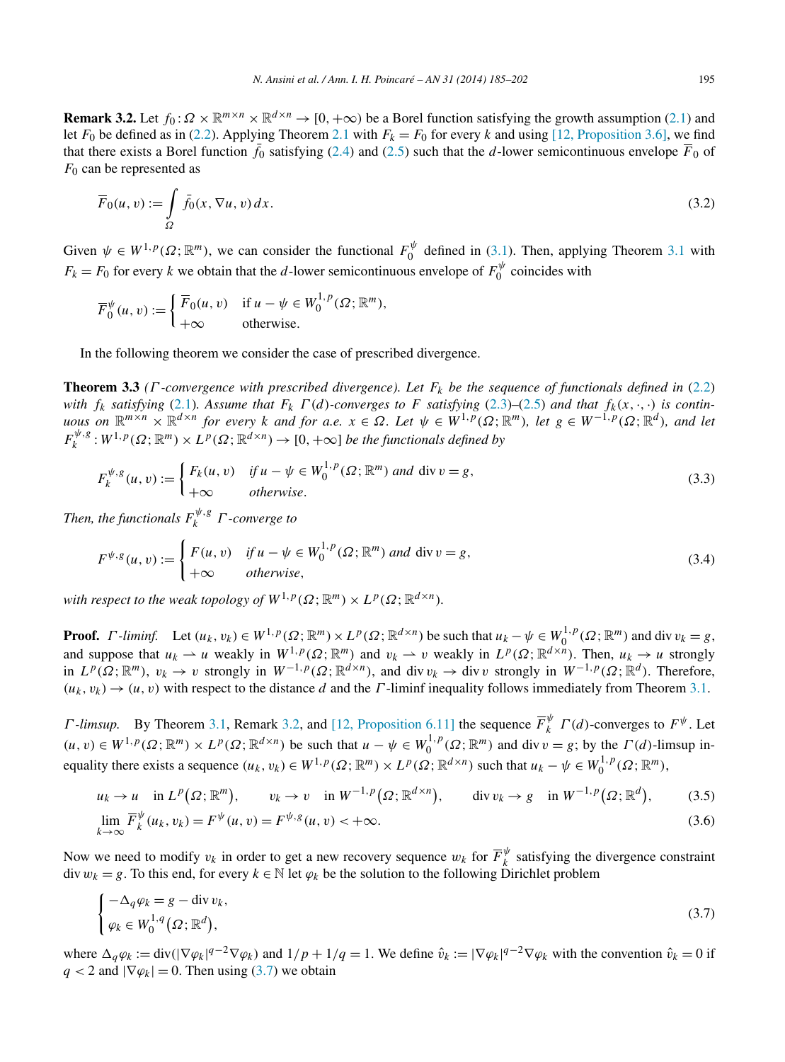**Remark 3.2.** Let $f_0 : \Omega \times \mathbb{R}^{m\times n} \times \mathbb{R}^{d\times n} \to [0, +\infty)$ be a Borel function satisfying the growth assumption (2.1) and let $F_0$ be defined as in (2.2). Applying Theorem 2.1 with $F_k = F_0$ for every $k$ and using [12, Proposition 3.6], we find that there exists a Borel function $\bar{f}_0$ satisfying (2.4) and (2.5) such that the $d$-lower semicontinuous envelope $\overline{F}_0$ of $F_0$ can be represented as

$$\overline{F}_0(u, v) := \int_\Omega \bar{f}_0(x, \nabla u, v)\, dx. \tag{3.2}$$

Given $\psi \in W^{1,p}(\Omega; \mathbb{R}^m)$, we can consider the functional $F_0^\psi$ defined in (3.1). Then, applying Theorem 3.1 with $F_k = F_0$ for every $k$ we obtain that the $d$-lower semicontinuous envelope of $F_0^\psi$ coincides with

$$\overline{F}_0^\psi(u, v) := \begin{cases} \overline{F}_0(u, v) & \text{if } u - \psi \in W_0^{1,p}(\Omega; \mathbb{R}^m), \\ +\infty & \text{otherwise.} \end{cases}$$

In the following theorem we consider the case of prescribed divergence.

**Theorem 3.3** *($\Gamma$-convergence with prescribed divergence). Let $F_k$ be the sequence of functionals defined in (2.2) with $f_k$ satisfying (2.1). Assume that $F_k$ $\Gamma(d)$-converges to $F$ satisfying (2.3)–(2.5) and that $f_k(x, \cdot, \cdot)$ is continuous on $\mathbb{R}^{m\times n} \times \mathbb{R}^{d\times n}$ for every $k$ and for a.e. $x \in \Omega$. Let $\psi \in W^{1,p}(\Omega; \mathbb{R}^m)$, let $g \in W^{-1,p}(\Omega; \mathbb{R}^d)$, and let $F_k^{\psi,g} : W^{1,p}(\Omega; \mathbb{R}^m) \times L^p(\Omega; \mathbb{R}^{d\times n}) \to [0, +\infty]$ be the functionals defined by*

$$F_k^{\psi,g}(u, v) := \begin{cases} F_k(u, v) & \text{if } u - \psi \in W_0^{1,p}(\Omega; \mathbb{R}^m) \text{ and } \operatorname{div} v = g, \\ +\infty & \text{otherwise.} \end{cases} \tag{3.3}$$

*Then, the functionals $F_k^{\psi,g}$ $\Gamma$-converge to*

$$F^{\psi,g}(u, v) := \begin{cases} F(u, v) & \text{if } u - \psi \in W_0^{1,p}(\Omega; \mathbb{R}^m) \text{ and } \operatorname{div} v = g, \\ +\infty & \text{otherwise,} \end{cases} \tag{3.4}$$

*with respect to the weak topology of $W^{1,p}(\Omega; \mathbb{R}^m) \times L^p(\Omega; \mathbb{R}^{d\times n})$.*

**Proof.** *$\Gamma$-liminf.* Let $(u_k, v_k) \in W^{1,p}(\Omega; \mathbb{R}^m) \times L^p(\Omega; \mathbb{R}^{d\times n})$ be such that $u_k - \psi \in W_0^{1,p}(\Omega; \mathbb{R}^m)$ and $\operatorname{div} v_k = g$, and suppose that $u_k \rightharpoonup u$ weakly in $W^{1,p}(\Omega; \mathbb{R}^m)$ and $v_k \rightharpoonup v$ weakly in $L^p(\Omega; \mathbb{R}^{d\times n})$. Then, $u_k \to u$ strongly in $L^p(\Omega; \mathbb{R}^m)$, $v_k \to v$ strongly in $W^{-1,p}(\Omega; \mathbb{R}^{d\times n})$, and $\operatorname{div} v_k \to \operatorname{div} v$ strongly in $W^{-1,p}(\Omega; \mathbb{R}^d)$. Therefore, $(u_k, v_k) \to (u, v)$ with respect to the distance $d$ and the $\Gamma$-liminf inequality follows immediately from Theorem 3.1.

*$\Gamma$-limsup.* By Theorem 3.1, Remark 3.2, and [12, Proposition 6.11] the sequence $\overline{F}_k^\psi$ $\Gamma(d)$-converges to $F^\psi$. Let $(u, v) \in W^{1,p}(\Omega; \mathbb{R}^m) \times L^p(\Omega; \mathbb{R}^{d\times n})$ be such that $u - \psi \in W_0^{1,p}(\Omega; \mathbb{R}^m)$ and $\operatorname{div} v = g$; by the $\Gamma(d)$-limsup inequality there exists a sequence $(u_k, v_k) \in W^{1,p}(\Omega; \mathbb{R}^m) \times L^p(\Omega; \mathbb{R}^{d\times n})$ such that $u_k - \psi \in W_0^{1,p}(\Omega; \mathbb{R}^m)$,

$$u_k \to u \quad \text{in } L^p(\Omega; \mathbb{R}^m), \qquad v_k \to v \quad \text{in } W^{-1,p}(\Omega; \mathbb{R}^{d\times n}), \qquad \operatorname{div} v_k \to g \quad \text{in } W^{-1,p}(\Omega; \mathbb{R}^d), \tag{3.5}$$

$$\lim_{k\to\infty} \overline{F}_k^\psi(u_k, v_k) = F^\psi(u, v) = F^{\psi,g}(u, v) < +\infty. \tag{3.6}$$

Now we need to modify $v_k$ in order to get a new recovery sequence $w_k$ for $\overline{F}_k^\psi$ satisfying the divergence constraint $\operatorname{div} w_k = g$. To this end, for every $k \in \mathbb{N}$ let $\varphi_k$ be the solution to the following Dirichlet problem

$$\begin{cases} -\Delta_q \varphi_k = g - \operatorname{div} v_k, \\ \varphi_k \in W_0^{1,q}(\Omega; \mathbb{R}^d), \end{cases} \tag{3.7}$$

where $\Delta_q \varphi_k := \operatorname{div}(|\nabla \varphi_k|^{q-2} \nabla \varphi_k)$ and $1/p + 1/q = 1$. We define $\hat{v}_k := |\nabla \varphi_k|^{q-2} \nabla \varphi_k$ with the convention $\hat{v}_k = 0$ if $q < 2$ and $|\nabla \varphi_k| = 0$. Then using (3.7) we obtain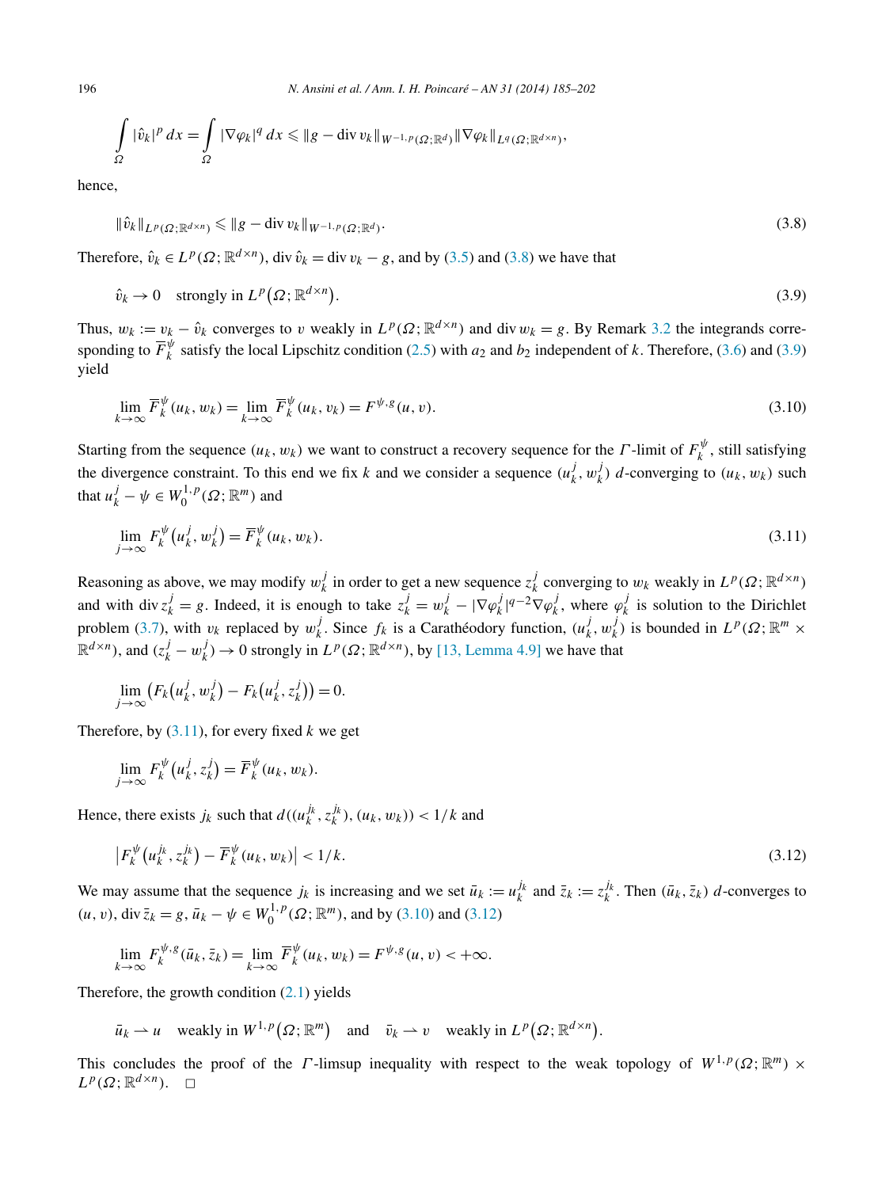$$\int_{\Omega} |\hat{v}_k|^p \, dx = \int_{\Omega} |\nabla \varphi_k|^q \, dx \leqslant \|g - \operatorname{div} v_k\|_{W^{-1,p}(\Omega;\mathbb{R}^d)} \|\nabla \varphi_k\|_{L^q(\Omega;\mathbb{R}^{d\times n})},$$

hence,

$$\|\hat{v}_k\|_{L^p(\Omega;\mathbb{R}^{d\times n})} \leqslant \|g - \operatorname{div} v_k\|_{W^{-1,p}(\Omega;\mathbb{R}^d)}. \tag{3.8}$$

Therefore, $\hat{v}_k \in L^p(\Omega;\mathbb{R}^{d\times n})$, $\operatorname{div} \hat{v}_k = \operatorname{div} v_k - g$, and by (3.5) and (3.8) we have that

$$\hat{v}_k \to 0 \quad \text{strongly in } L^p\big(\Omega;\mathbb{R}^{d\times n}\big). \tag{3.9}$$

Thus, $w_k := v_k - \hat{v}_k$ converges to $v$ weakly in $L^p(\Omega;\mathbb{R}^{d\times n})$ and $\operatorname{div} w_k = g$. By Remark 3.2 the integrands corresponding to $\overline{F}_k^{\psi}$ satisfy the local Lipschitz condition (2.5) with $a_2$ and $b_2$ independent of $k$. Therefore, (3.6) and (3.9) yield

$$\lim_{k\to\infty} \overline{F}_k^{\psi}(u_k, w_k) = \lim_{k\to\infty} \overline{F}_k^{\psi}(u_k, v_k) = F^{\psi,g}(u, v). \tag{3.10}$$

Starting from the sequence $(u_k, w_k)$ we want to construct a recovery sequence for the $\Gamma$-limit of $F_k^{\psi}$, still satisfying the divergence constraint. To this end we fix $k$ and we consider a sequence $(u_k^j, w_k^j)$ $d$-converging to $(u_k, w_k)$ such that $u_k^j - \psi \in W_0^{1,p}(\Omega;\mathbb{R}^m)$ and

$$\lim_{j\to\infty} F_k^{\psi}\big(u_k^j, w_k^j\big) = \overline{F}_k^{\psi}(u_k, w_k). \tag{3.11}$$

Reasoning as above, we may modify $w_k^j$ in order to get a new sequence $z_k^j$ converging to $w_k$ weakly in $L^p(\Omega;\mathbb{R}^{d\times n})$ and with $\operatorname{div} z_k^j = g$. Indeed, it is enough to take $z_k^j = w_k^j - |\nabla \varphi_k^j|^{q-2}\nabla \varphi_k^j$, where $\varphi_k^j$ is solution to the Dirichlet problem (3.7), with $v_k$ replaced by $w_k^j$. Since $f_k$ is a Carathéodory function, $(u_k^j, w_k^j)$ is bounded in $L^p(\Omega;\mathbb{R}^m \times \mathbb{R}^{d\times n})$, and $(z_k^j - w_k^j) \to 0$ strongly in $L^p(\Omega;\mathbb{R}^{d\times n})$, by [13, Lemma 4.9] we have that

$$\lim_{j\to\infty} \big(F_k\big(u_k^j, w_k^j\big) - F_k\big(u_k^j, z_k^j\big)\big) = 0.$$

Therefore, by (3.11), for every fixed $k$ we get

$$\lim_{j\to\infty} F_k^{\psi}\big(u_k^j, z_k^j\big) = \overline{F}_k^{\psi}(u_k, w_k).$$

Hence, there exists $j_k$ such that $d((u_k^{j_k}, z_k^{j_k}), (u_k, w_k)) < 1/k$ and

$$\big|F_k^{\psi}\big(u_k^{j_k}, z_k^{j_k}\big) - \overline{F}_k^{\psi}(u_k, w_k)\big| < 1/k. \tag{3.12}$$

We may assume that the sequence $j_k$ is increasing and we set $\bar{u}_k := u_k^{j_k}$ and $\bar{z}_k := z_k^{j_k}$. Then $(\bar{u}_k, \bar{z}_k)$ $d$-converges to $(u, v)$, $\operatorname{div} \bar{z}_k = g$, $\bar{u}_k - \psi \in W_0^{1,p}(\Omega;\mathbb{R}^m)$, and by (3.10) and (3.12)

$$\lim_{k\to\infty} F_k^{\psi,g}(\bar{u}_k, \bar{z}_k) = \lim_{k\to\infty} \overline{F}_k^{\psi}(u_k, w_k) = F^{\psi,g}(u, v) < +\infty.$$

Therefore, the growth condition (2.1) yields

$$\bar{u}_k \rightharpoonup u \quad \text{weakly in } W^{1,p}\big(\Omega;\mathbb{R}^m\big) \quad \text{and} \quad \bar{v}_k \rightharpoonup v \quad \text{weakly in } L^p\big(\Omega;\mathbb{R}^{d\times n}\big).$$

This concludes the proof of the $\Gamma$-limsup inequality with respect to the weak topology of $W^{1,p}(\Omega;\mathbb{R}^m) \times L^p(\Omega;\mathbb{R}^{d\times n})$. $\square$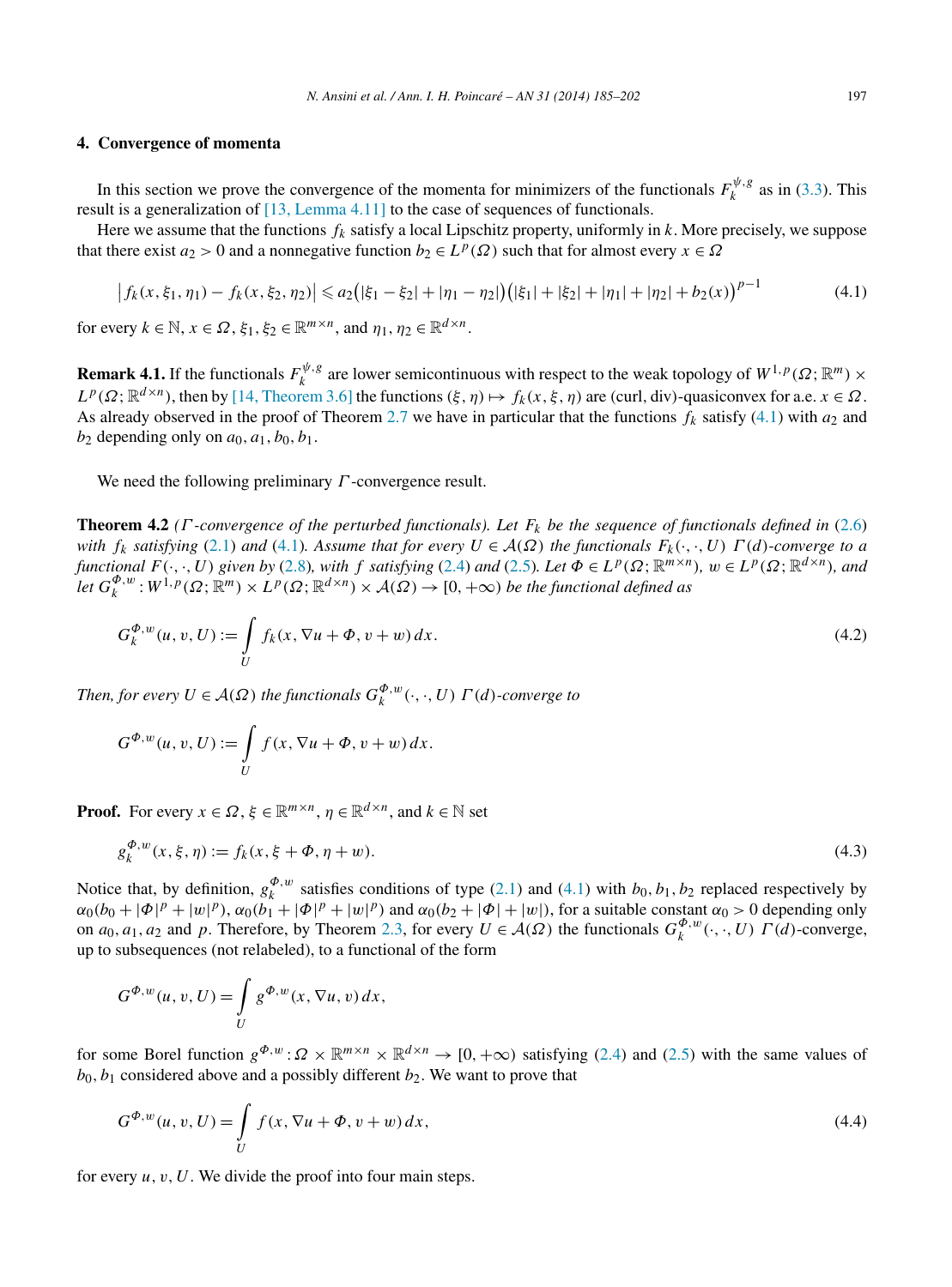## 4. Convergence of momenta

In this section we prove the convergence of the momenta for minimizers of the functionals $F_k^{\psi,g}$ as in (3.3). This result is a generalization of [13, Lemma 4.11] to the case of sequences of functionals.

Here we assume that the functions $f_k$ satisfy a local Lipschitz property, uniformly in $k$. More precisely, we suppose that there exist $a_2 > 0$ and a nonnegative function $b_2 \in L^p(\Omega)$ such that for almost every $x \in \Omega$

$$\big|f_k(x,\xi_1,\eta_1) - f_k(x,\xi_2,\eta_2)\big| \leqslant a_2\big(|\xi_1-\xi_2| + |\eta_1-\eta_2|\big)\big(|\xi_1|+|\xi_2|+|\eta_1|+|\eta_2|+b_2(x)\big)^{p-1} \tag{4.1}$$

for every $k \in \mathbb{N}$, $x \in \Omega$, $\xi_1, \xi_2 \in \mathbb{R}^{m\times n}$, and $\eta_1, \eta_2 \in \mathbb{R}^{d\times n}$.

**Remark 4.1.** If the functionals $F_k^{\psi,g}$ are lower semicontinuous with respect to the weak topology of $W^{1,p}(\Omega;\mathbb{R}^m) \times L^p(\Omega;\mathbb{R}^{d\times n})$, then by [14, Theorem 3.6] the functions $(\xi,\eta) \mapsto f_k(x,\xi,\eta)$ are (curl, div)-quasiconvex for a.e. $x \in \Omega$. As already observed in the proof of Theorem 2.7 we have in particular that the functions $f_k$ satisfy (4.1) with $a_2$ and $b_2$ depending only on $a_0, a_1, b_0, b_1$.

We need the following preliminary $\Gamma$-convergence result.

**Theorem 4.2** *($\Gamma$-convergence of the perturbed functionals). Let $F_k$ be the sequence of functionals defined in (2.6) with $f_k$ satisfying (2.1) and (4.1). Assume that for every $U \in \mathcal{A}(\Omega)$ the functionals $F_k(\cdot,\cdot,U)$ $\Gamma(d)$-converge to a functional $F(\cdot,\cdot,U)$ given by (2.8), with $f$ satisfying (2.4) and (2.5). Let $\Phi \in L^p(\Omega;\mathbb{R}^{m\times n})$, $w \in L^p(\Omega;\mathbb{R}^{d\times n})$, and let $G_k^{\Phi,w} : W^{1,p}(\Omega;\mathbb{R}^m) \times L^p(\Omega;\mathbb{R}^{d\times n}) \times \mathcal{A}(\Omega) \to [0,+\infty)$ be the functional defined as*

$$G_k^{\Phi,w}(u,v,U) := \int_U f_k(x, \nabla u + \Phi, v + w)\,dx. \tag{4.2}$$

*Then, for every $U \in \mathcal{A}(\Omega)$ the functionals $G_k^{\Phi,w}(\cdot,\cdot,U)$ $\Gamma(d)$-converge to*

$$G^{\Phi,w}(u,v,U) := \int_U f(x, \nabla u + \Phi, v + w)\,dx.$$

**Proof.** For every $x \in \Omega$, $\xi \in \mathbb{R}^{m\times n}$, $\eta \in \mathbb{R}^{d\times n}$, and $k \in \mathbb{N}$ set

$$g_k^{\Phi,w}(x,\xi,\eta) := f_k(x, \xi + \Phi, \eta + w). \tag{4.3}$$

Notice that, by definition, $g_k^{\Phi,w}$ satisfies conditions of type (2.1) and (4.1) with $b_0, b_1, b_2$ replaced respectively by $\alpha_0(b_0 + |\Phi|^p + |w|^p)$, $\alpha_0(b_1 + |\Phi|^p + |w|^p)$ and $\alpha_0(b_2 + |\Phi| + |w|)$, for a suitable constant $\alpha_0 > 0$ depending only on $a_0, a_1, a_2$ and $p$. Therefore, by Theorem 2.3, for every $U \in \mathcal{A}(\Omega)$ the functionals $G_k^{\Phi,w}(\cdot,\cdot,U)$ $\Gamma(d)$-converge, up to subsequences (not relabeled), to a functional of the form

$$G^{\Phi,w}(u,v,U) = \int_U g^{\Phi,w}(x, \nabla u, v)\,dx,$$

for some Borel function $g^{\Phi,w} : \Omega \times \mathbb{R}^{m\times n} \times \mathbb{R}^{d\times n} \to [0,+\infty)$ satisfying (2.4) and (2.5) with the same values of $b_0, b_1$ considered above and a possibly different $b_2$. We want to prove that

$$G^{\Phi,w}(u,v,U) = \int_U f(x, \nabla u + \Phi, v + w)\,dx, \tag{4.4}$$

for every $u, v, U$. We divide the proof into four main steps.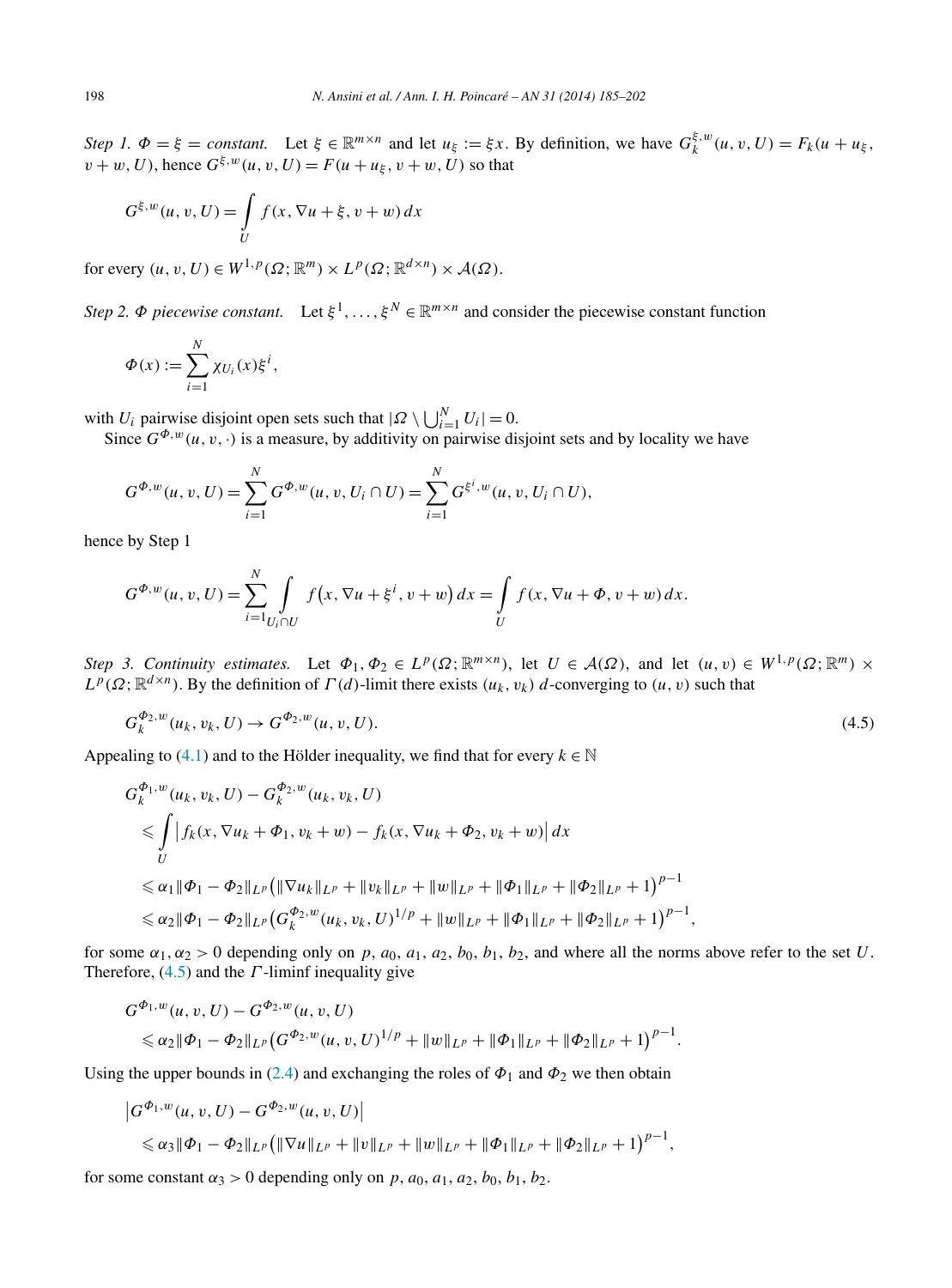*Step 1.* $\Phi = \xi = constant$. Let $\xi \in \mathbb{R}^{m\times n}$ and let $u_\xi := \xi x$. By definition, we have $G_k^{\xi,w}(u,v,U) = F_k(u+u_\xi, v+w, U)$, hence $G^{\xi,w}(u,v,U) = F(u+u_\xi, v+w, U)$ so that

$$G^{\xi,w}(u,v,U) = \int_U f(x, \nabla u + \xi, v + w)\,dx$$

for every $(u,v,U) \in W^{1,p}(\Omega;\mathbb{R}^m) \times L^p(\Omega;\mathbb{R}^{d\times n}) \times \mathcal{A}(\Omega)$.

*Step 2.* $\Phi$ *piecewise constant.* Let $\xi^1, \dots, \xi^N \in \mathbb{R}^{m\times n}$ and consider the piecewise constant function

$$\Phi(x) := \sum_{i=1}^N \chi_{U_i}(x)\xi^i,$$

with $U_i$ pairwise disjoint open sets such that $|\Omega \setminus \bigcup_{i=1}^N U_i| = 0$.

Since $G^{\Phi,w}(u,v,\cdot)$ is a measure, by additivity on pairwise disjoint sets and by locality we have

$$G^{\Phi,w}(u,v,U) = \sum_{i=1}^N G^{\Phi,w}(u,v,U_i \cap U) = \sum_{i=1}^N G^{\xi^i,w}(u,v,U_i\cap U),$$

hence by Step 1

$$G^{\Phi,w}(u,v,U) = \sum_{i=1}^N \int_{U_i\cap U} f\big(x, \nabla u + \xi^i, v + w\big)\,dx = \int_U f(x, \nabla u + \Phi, v + w)\,dx.$$

*Step 3. Continuity estimates.* Let $\Phi_1, \Phi_2 \in L^p(\Omega;\mathbb{R}^{m\times n})$, let $U \in \mathcal{A}(\Omega)$, and let $(u,v) \in W^{1,p}(\Omega;\mathbb{R}^m) \times L^p(\Omega;\mathbb{R}^{d\times n})$. By the definition of $\Gamma(d)$-limit there exists $(u_k, v_k)$ $d$-converging to $(u,v)$ such that

$$G_k^{\Phi_2,w}(u_k, v_k, U) \to G^{\Phi_2,w}(u,v,U). \tag{4.5}$$

Appealing to (4.1) and to the Hölder inequality, we find that for every $k \in \mathbb{N}$

$$\begin{aligned}
&G_k^{\Phi_1,w}(u_k,v_k,U) - G_k^{\Phi_2,w}(u_k,v_k,U) \\
&\quad\leqslant \int_U \big|f_k(x, \nabla u_k + \Phi_1, v_k + w) - f_k(x, \nabla u_k + \Phi_2, v_k + w)\big|\,dx \\
&\quad\leqslant \alpha_1 \|\Phi_1 - \Phi_2\|_{L^p}\big(\|\nabla u_k\|_{L^p} + \|v_k\|_{L^p} + \|w\|_{L^p} + \|\Phi_1\|_{L^p} + \|\Phi_2\|_{L^p} + 1\big)^{p-1} \\
&\quad\leqslant \alpha_2 \|\Phi_1 - \Phi_2\|_{L^p}\big(G_k^{\Phi_2,w}(u_k,v_k,U)^{1/p} + \|w\|_{L^p} + \|\Phi_1\|_{L^p} + \|\Phi_2\|_{L^p} + 1\big)^{p-1},
\end{aligned}$$

for some $\alpha_1, \alpha_2 > 0$ depending only on $p, a_0, a_1, a_2, b_0, b_1, b_2$, and where all the norms above refer to the set $U$. Therefore, (4.5) and the $\Gamma$-liminf inequality give

$$\begin{aligned}
&G^{\Phi_1,w}(u,v,U) - G^{\Phi_2,w}(u,v,U) \\
&\quad\leqslant \alpha_2 \|\Phi_1 - \Phi_2\|_{L^p}\big(G^{\Phi_2,w}(u,v,U)^{1/p} + \|w\|_{L^p} + \|\Phi_1\|_{L^p} + \|\Phi_2\|_{L^p} + 1\big)^{p-1}.
\end{aligned}$$

Using the upper bounds in (2.4) and exchanging the roles of $\Phi_1$ and $\Phi_2$ we then obtain

$$\begin{aligned}
&\big|G^{\Phi_1,w}(u,v,U) - G^{\Phi_2,w}(u,v,U)\big| \\
&\quad\leqslant \alpha_3 \|\Phi_1 - \Phi_2\|_{L^p}\big(\|\nabla u\|_{L^p} + \|v\|_{L^p} + \|w\|_{L^p} + \|\Phi_1\|_{L^p} + \|\Phi_2\|_{L^p} + 1\big)^{p-1},
\end{aligned}$$

for some constant $\alpha_3 > 0$ depending only on $p, a_0, a_1, a_2, b_0, b_1, b_2$.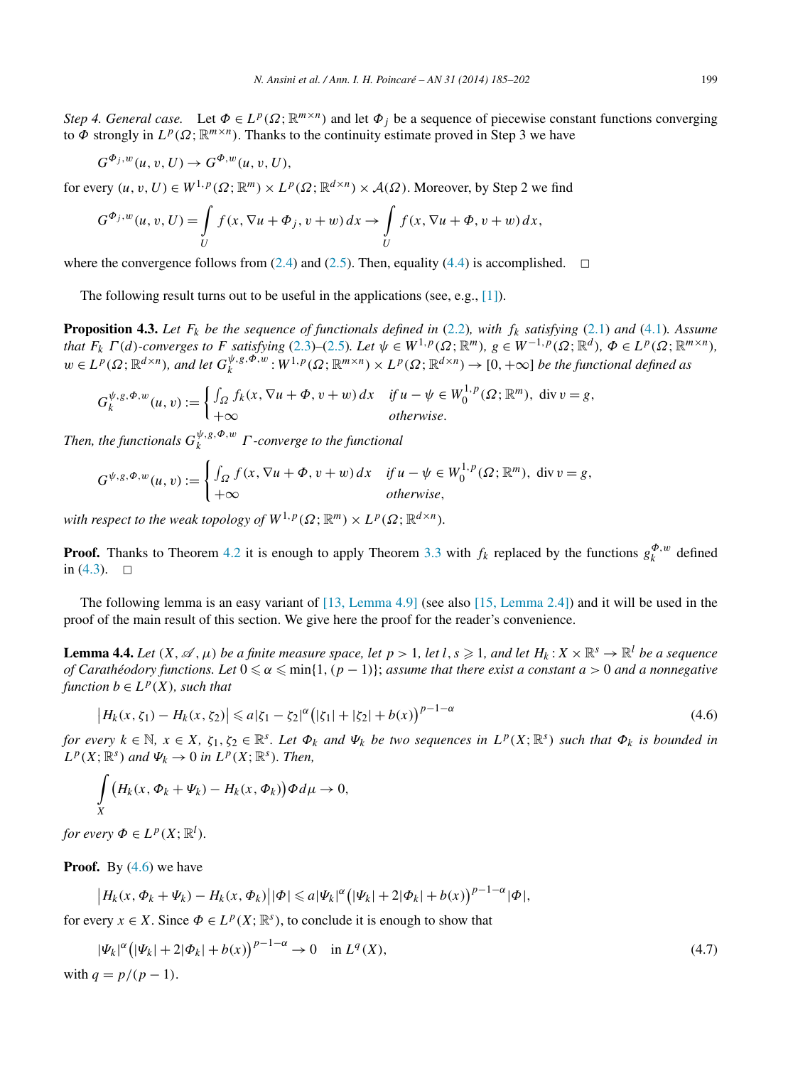*Step 4. General case.* Let $\Phi \in L^p(\Omega;\mathbb{R}^{m\times n})$ and let $\Phi_j$ be a sequence of piecewise constant functions converging to $\Phi$ strongly in $L^p(\Omega;\mathbb{R}^{m\times n})$. Thanks to the continuity estimate proved in Step 3 we have

$$G^{\Phi_j,w}(u,v,U) \to G^{\Phi,w}(u,v,U),$$

for every $(u,v,U) \in W^{1,p}(\Omega;\mathbb{R}^m) \times L^p(\Omega;\mathbb{R}^{d\times n}) \times \mathcal{A}(\Omega)$. Moreover, by Step 2 we find

$$G^{\Phi_j,w}(u,v,U) = \int_U f(x,\nabla u + \Phi_j, v+w)\,dx \to \int_U f(x,\nabla u+\Phi, v+w)\,dx,$$

where the convergence follows from (2.4) and (2.5). Then, equality (4.4) is accomplished. $\square$

The following result turns out to be useful in the applications (see, e.g., [1]).

**Proposition 4.3.** *Let $F_k$ be the sequence of functionals defined in (2.2), with $f_k$ satisfying (2.1) and (4.1). Assume that $F_k$ $\Gamma(d)$-converges to $F$ satisfying (2.3)–(2.5). Let $\psi \in W^{1,p}(\Omega;\mathbb{R}^m)$, $g \in W^{-1,p}(\Omega;\mathbb{R}^d)$, $\Phi \in L^p(\Omega;\mathbb{R}^{m\times n})$, $w \in L^p(\Omega;\mathbb{R}^{d\times n})$, and let $G_k^{\psi,g,\Phi,w} : W^{1,p}(\Omega;\mathbb{R}^{m\times n}) \times L^p(\Omega;\mathbb{R}^{d\times n}) \to [0,+\infty]$ be the functional defined as*

$$G_k^{\psi,g,\Phi,w}(u,v) := \begin{cases} \int_\Omega f_k(x,\nabla u+\Phi, v+w)\,dx & \text{if } u-\psi \in W_0^{1,p}(\Omega;\mathbb{R}^m),\ \operatorname{div} v = g, \\ +\infty & \text{otherwise}. \end{cases}$$

*Then, the functionals $G_k^{\psi,g,\Phi,w}$ $\Gamma$-converge to the functional*

$$G^{\psi,g,\Phi,w}(u,v) := \begin{cases} \int_\Omega f(x,\nabla u+\Phi, v+w)\,dx & \text{if } u-\psi \in W_0^{1,p}(\Omega;\mathbb{R}^m),\ \operatorname{div} v = g, \\ +\infty & \text{otherwise}, \end{cases}$$

*with respect to the weak topology of $W^{1,p}(\Omega;\mathbb{R}^m) \times L^p(\Omega;\mathbb{R}^{d\times n})$.*

**Proof.** Thanks to Theorem 4.2 it is enough to apply Theorem 3.3 with $f_k$ replaced by the functions $g_k^{\Phi,w}$ defined in (4.3). $\square$

The following lemma is an easy variant of [13, Lemma 4.9] (see also [15, Lemma 2.4]) and it will be used in the proof of the main result of this section. We give here the proof for the reader's convenience.

**Lemma 4.4.** *Let $(X,\mathscr{A},\mu)$ be a finite measure space, let $p>1$, let $l,s \geqslant 1$, and let $H_k : X\times\mathbb{R}^s \to \mathbb{R}^l$ be a sequence of Carathéodory functions. Let $0 \leqslant \alpha \leqslant \min\{1,(p-1)\}$; assume that there exist a constant $a>0$ and a nonnegative function $b \in L^p(X)$, such that*

$$\left|H_k(x,\zeta_1) - H_k(x,\zeta_2)\right| \leqslant a|\zeta_1-\zeta_2|^\alpha\big(|\zeta_1|+|\zeta_2|+b(x)\big)^{p-1-\alpha} \tag{4.6}$$

*for every $k\in\mathbb{N}$, $x\in X$, $\zeta_1,\zeta_2\in\mathbb{R}^s$. Let $\Phi_k$ and $\Psi_k$ be two sequences in $L^p(X;\mathbb{R}^s)$ such that $\Phi_k$ is bounded in $L^p(X;\mathbb{R}^s)$ and $\Psi_k \to 0$ in $L^p(X;\mathbb{R}^s)$. Then,*

$$\int_X \big(H_k(x,\Phi_k+\Psi_k) - H_k(x,\Phi_k)\big)\Phi\,d\mu \to 0,$$

*for every $\Phi \in L^p(X;\mathbb{R}^l)$.*

**Proof.** By (4.6) we have

$$\left|H_k(x,\Phi_k+\Psi_k) - H_k(x,\Phi_k)\right||\Phi| \leqslant a|\Psi_k|^\alpha\big(|\Psi_k|+2|\Phi_k|+b(x)\big)^{p-1-\alpha}|\Phi|,$$

for every $x\in X$. Since $\Phi \in L^p(X;\mathbb{R}^s)$, to conclude it is enough to show that

$$|\Psi_k|^\alpha\big(|\Psi_k|+2|\Phi_k|+b(x)\big)^{p-1-\alpha} \to 0 \quad \text{in } L^q(X), \tag{4.7}$$

with $q = p/(p-1)$.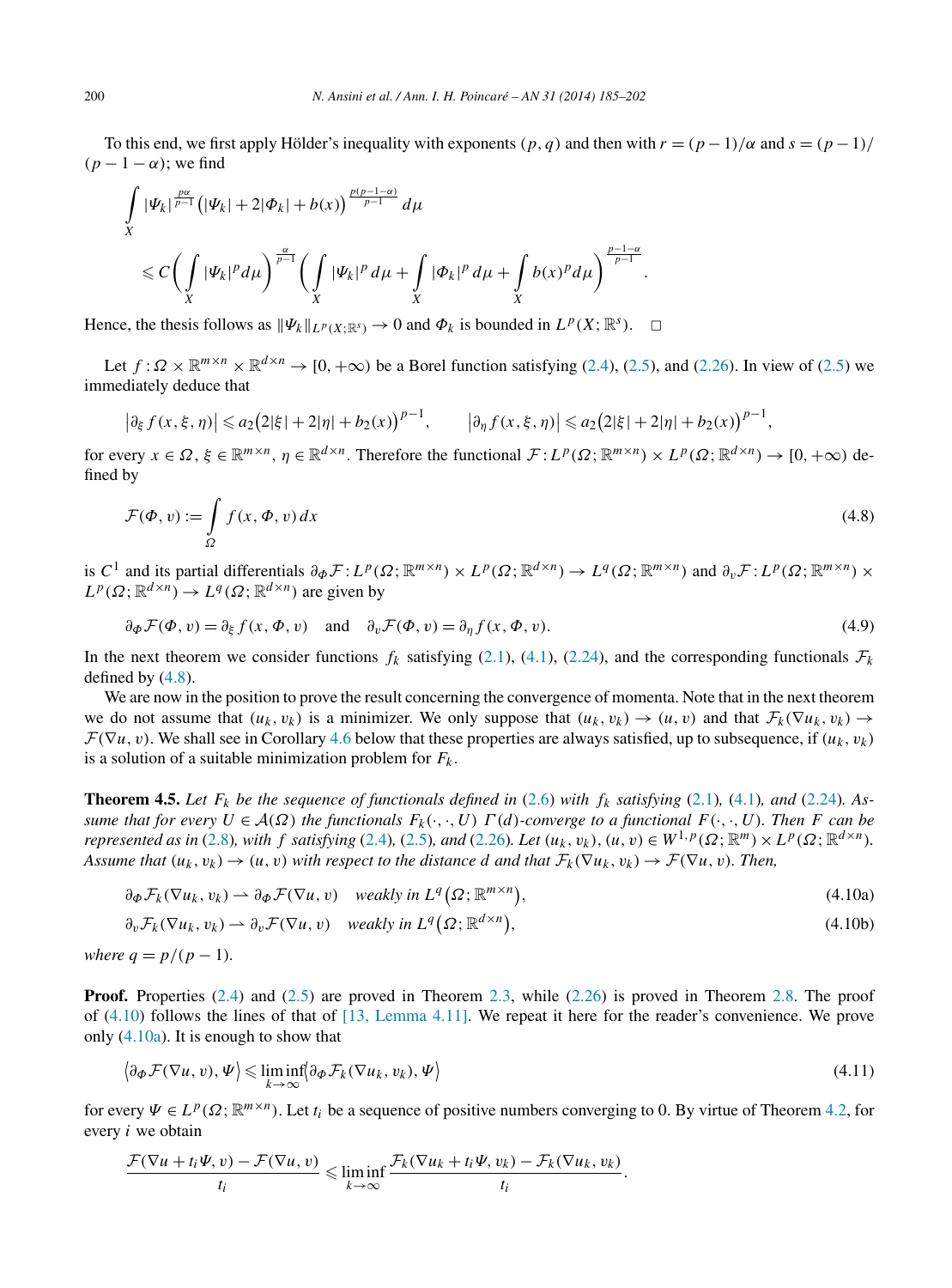To this end, we first apply Hölder's inequality with exponents $(p,q)$ and then with $r=(p-1)/\alpha$ and $s=(p-1)/(p-1-\alpha)$; we find

$$\int_X |\Psi_k|^{\frac{p\alpha}{p-1}}\big(|\Psi_k|+2|\Phi_k|+b(x)\big)^{\frac{p(p-1-\alpha)}{p-1}}\,d\mu$$

$$\leqslant C\bigg(\int_X |\Psi_k|^p d\mu\bigg)^{\frac{\alpha}{p-1}}\bigg(\int_X |\Psi_k|^p\,d\mu+\int_X |\Phi_k|^p\,d\mu+\int_X b(x)^p d\mu\bigg)^{\frac{p-1-\alpha}{p-1}}.$$

Hence, the thesis follows as $\|\Psi_k\|_{L^p(X;\mathbb{R}^s)}\to 0$ and $\Phi_k$ is bounded in $L^p(X;\mathbb{R}^s)$. $\square$

Let $f:\Omega\times\mathbb{R}^{m\times n}\times\mathbb{R}^{d\times n}\to[0,+\infty)$ be a Borel function satisfying (2.4), (2.5), and (2.26). In view of (2.5) we immediately deduce that

$$\big|\partial_\xi f(x,\xi,\eta)\big|\leqslant a_2\big(2|\xi|+2|\eta|+b_2(x)\big)^{p-1},\qquad \big|\partial_\eta f(x,\xi,\eta)\big|\leqslant a_2\big(2|\xi|+2|\eta|+b_2(x)\big)^{p-1},$$

for every $x\in\Omega$, $\xi\in\mathbb{R}^{m\times n}$, $\eta\in\mathbb{R}^{d\times n}$. Therefore the functional $\mathcal{F}:L^p(\Omega;\mathbb{R}^{m\times n})\times L^p(\Omega;\mathbb{R}^{d\times n})\to[0,+\infty)$ defined by

$$\mathcal{F}(\Phi,v):=\int_\Omega f(x,\Phi,v)\,dx \tag{4.8}$$

is $C^1$ and its partial differentials $\partial_\Phi\mathcal{F}:L^p(\Omega;\mathbb{R}^{m\times n})\times L^p(\Omega;\mathbb{R}^{d\times n})\to L^q(\Omega;\mathbb{R}^{m\times n})$ and $\partial_v\mathcal{F}:L^p(\Omega;\mathbb{R}^{m\times n})\times L^p(\Omega;\mathbb{R}^{d\times n})\to L^q(\Omega;\mathbb{R}^{d\times n})$ are given by

$$\partial_\Phi\mathcal{F}(\Phi,v)=\partial_\xi f(x,\Phi,v)\quad\text{and}\quad\partial_v\mathcal{F}(\Phi,v)=\partial_\eta f(x,\Phi,v). \tag{4.9}$$

In the next theorem we consider functions $f_k$ satisfying (2.1), (4.1), (2.24), and the corresponding functionals $\mathcal{F}_k$ defined by (4.8).

We are now in the position to prove the result concerning the convergence of momenta. Note that in the next theorem we do not assume that $(u_k,v_k)$ is a minimizer. We only suppose that $(u_k,v_k)\to(u,v)$ and that $\mathcal{F}_k(\nabla u_k,v_k)\to\mathcal{F}(\nabla u,v)$. We shall see in Corollary 4.6 below that these properties are always satisfied, up to subsequence, if $(u_k,v_k)$ is a solution of a suitable minimization problem for $F_k$.

**Theorem 4.5.** *Let $F_k$ be the sequence of functionals defined in (2.6) with $f_k$ satisfying (2.1), (4.1), and (2.24). Assume that for every $U\in\mathcal{A}(\Omega)$ the functionals $F_k(\cdot,\cdot,U)$ $\Gamma(d)$-converge to a functional $F(\cdot,\cdot,U)$. Then $F$ can be represented as in (2.8), with $f$ satisfying (2.4), (2.5), and (2.26). Let $(u_k,v_k),(u,v)\in W^{1,p}(\Omega;\mathbb{R}^m)\times L^p(\Omega;\mathbb{R}^{d\times n})$. Assume that $(u_k,v_k)\to(u,v)$ with respect to the distance $d$ and that $\mathcal{F}_k(\nabla u_k,v_k)\to\mathcal{F}(\nabla u,v)$. Then,*

$$\partial_\Phi\mathcal{F}_k(\nabla u_k,v_k)\rightharpoonup\partial_\Phi\mathcal{F}(\nabla u,v)\quad\textit{weakly in } L^q\big(\Omega;\mathbb{R}^{m\times n}\big), \tag{4.10a}$$

$$\partial_v\mathcal{F}_k(\nabla u_k,v_k)\rightharpoonup\partial_v\mathcal{F}(\nabla u,v)\quad\textit{weakly in } L^q\big(\Omega;\mathbb{R}^{d\times n}\big), \tag{4.10b}$$

*where $q=p/(p-1)$.*

**Proof.** Properties (2.4) and (2.5) are proved in Theorem 2.3, while (2.26) is proved in Theorem 2.8. The proof of (4.10) follows the lines of that of [13, Lemma 4.11]. We repeat it here for the reader's convenience. We prove only (4.10a). It is enough to show that

$$\big\langle\partial_\Phi\mathcal{F}(\nabla u,v),\Psi\big\rangle\leqslant\liminf_{k\to\infty}\big\langle\partial_\Phi\mathcal{F}_k(\nabla u_k,v_k),\Psi\big\rangle \tag{4.11}$$

for every $\Psi\in L^p(\Omega;\mathbb{R}^{m\times n})$. Let $t_i$ be a sequence of positive numbers converging to 0. By virtue of Theorem 4.2, for every $i$ we obtain

$$\frac{\mathcal{F}(\nabla u+t_i\Psi,v)-\mathcal{F}(\nabla u,v)}{t_i}\leqslant\liminf_{k\to\infty}\frac{\mathcal{F}_k(\nabla u_k+t_i\Psi,v_k)-\mathcal{F}_k(\nabla u_k,v_k)}{t_i}.$$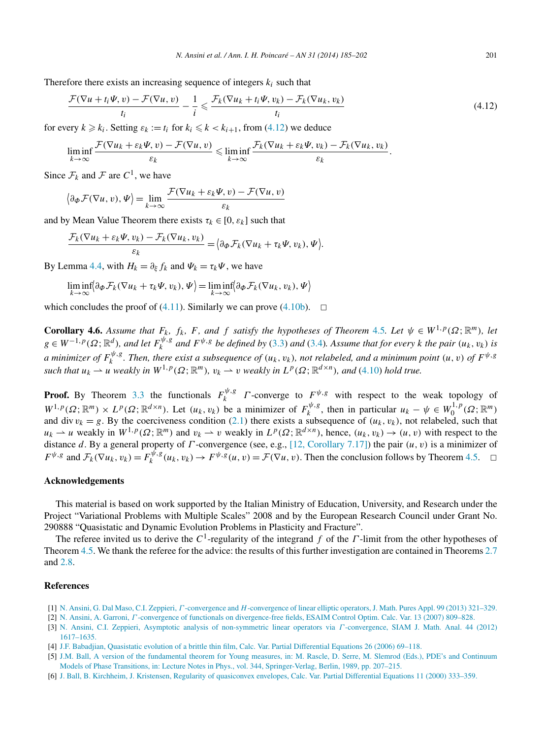Therefore there exists an increasing sequence of integers $k_i$ such that

$$\frac{\mathcal{F}(\nabla u + t_i \Psi, v) - \mathcal{F}(\nabla u, v)}{t_i} - \frac{1}{i} \leqslant \frac{\mathcal{F}_k(\nabla u_k + t_i \Psi, v_k) - \mathcal{F}_k(\nabla u_k, v_k)}{t_i} \tag{4.12}$$

for every $k \geqslant k_i$. Setting $\varepsilon_k := t_i$ for $k_i \leqslant k < k_{i+1}$, from (4.12) we deduce

$$\liminf_{k\to\infty} \frac{\mathcal{F}(\nabla u_k + \varepsilon_k \Psi, v) - \mathcal{F}(\nabla u, v)}{\varepsilon_k} \leqslant \liminf_{k\to\infty} \frac{\mathcal{F}_k(\nabla u_k + \varepsilon_k \Psi, v_k) - \mathcal{F}_k(\nabla u_k, v_k)}{\varepsilon_k}.$$

Since $\mathcal{F}_k$ and $\mathcal{F}$ are $C^1$, we have

$$\langle \partial_\Phi \mathcal{F}(\nabla u, v), \Psi \rangle = \lim_{k\to\infty} \frac{\mathcal{F}(\nabla u_k + \varepsilon_k \Psi, v) - \mathcal{F}(\nabla u, v)}{\varepsilon_k}$$

and by Mean Value Theorem there exists $\tau_k \in [0, \varepsilon_k]$ such that

$$\frac{\mathcal{F}_k(\nabla u_k + \varepsilon_k \Psi, v_k) - \mathcal{F}_k(\nabla u_k, v_k)}{\varepsilon_k} = \langle \partial_\Phi \mathcal{F}_k(\nabla u_k + \tau_k \Psi, v_k), \Psi \rangle.$$

By Lemma 4.4, with $H_k = \partial_\xi f_k$ and $\Psi_k = \tau_k \Psi$, we have

$$\liminf_{k\to\infty} \langle \partial_\Phi \mathcal{F}_k(\nabla u_k + \tau_k \Psi, v_k), \Psi \rangle = \liminf_{k\to\infty} \langle \partial_\Phi \mathcal{F}_k(\nabla u_k, v_k), \Psi \rangle$$

which concludes the proof of (4.11). Similarly we can prove (4.10b). □

**Corollary 4.6.** *Assume that $F_k$, $f_k$, $F$, and $f$ satisfy the hypotheses of Theorem 4.5. Let $\psi \in W^{1,p}(\Omega;\mathbb{R}^m)$, let $g \in W^{-1,p}(\Omega;\mathbb{R}^d)$, and let $F_k^{\psi,g}$ and $F^{\psi,g}$ be defined by (3.3) and (3.4). Assume that for every $k$ the pair $(u_k, v_k)$ is a minimizer of $F_k^{\psi,g}$. Then, there exist a subsequence of $(u_k, v_k)$, not relabeled, and a minimum point $(u, v)$ of $F^{\psi,g}$ such that $u_k \rightharpoonup u$ weakly in $W^{1,p}(\Omega;\mathbb{R}^m)$, $v_k \rightharpoonup v$ weakly in $L^p(\Omega;\mathbb{R}^{d\times n})$, and (4.10) hold true.*

**Proof.** By Theorem 3.3 the functionals $F_k^{\psi,g}$ $\Gamma$-converge to $F^{\psi,g}$ with respect to the weak topology of $W^{1,p}(\Omega;\mathbb{R}^m) \times L^p(\Omega;\mathbb{R}^{d\times n})$. Let $(u_k, v_k)$ be a minimizer of $F_k^{\psi,g}$, then in particular $u_k - \psi \in W_0^{1,p}(\Omega;\mathbb{R}^m)$ and $\operatorname{div} v_k = g$. By the coerciveness condition (2.1) there exists a subsequence of $(u_k, v_k)$, not relabeled, such that $u_k \rightharpoonup u$ weakly in $W^{1,p}(\Omega;\mathbb{R}^m)$ and $v_k \rightharpoonup v$ weakly in $L^p(\Omega;\mathbb{R}^{d\times n})$, hence, $(u_k, v_k) \to (u, v)$ with respect to the distance $d$. By a general property of $\Gamma$-convergence (see, e.g., [12, Corollary 7.17]) the pair $(u, v)$ is a minimizer of $F^{\psi,g}$ and $\mathcal{F}_k(\nabla u_k, v_k) = F_k^{\psi,g}(u_k, v_k) \to F^{\psi,g}(u, v) = \mathcal{F}(\nabla u, v)$. Then the conclusion follows by Theorem 4.5. □

## Acknowledgements

This material is based on work supported by the Italian Ministry of Education, University, and Research under the Project "Variational Problems with Multiple Scales" 2008 and by the European Research Council under Grant No. 290888 "Quasistatic and Dynamic Evolution Problems in Plasticity and Fracture".

The referee invited us to derive the $C^1$-regularity of the integrand $f$ of the $\Gamma$-limit from the other hypotheses of Theorem 4.5. We thank the referee for the advice: the results of this further investigation are contained in Theorems 2.7 and 2.8.

## References

[1] N. Ansini, G. Dal Maso, C.I. Zeppieri, $\Gamma$-convergence and $H$-convergence of linear elliptic operators, J. Math. Pures Appl. 99 (2013) 321–329.

[2] N. Ansini, A. Garroni, $\Gamma$-convergence of functionals on divergence-free fields, ESAIM Control Optim. Calc. Var. 13 (2007) 809–828.

[3] N. Ansini, C.I. Zeppieri, Asymptotic analysis of non-symmetric linear operators via $\Gamma$-convergence, SIAM J. Math. Anal. 44 (2012) 1617–1635.

[4] J.F. Babadjian, Quasistatic evolution of a brittle thin film, Calc. Var. Partial Differential Equations 26 (2006) 69–118.

[5] J.M. Ball, A version of the fundamental theorem for Young measures, in: M. Rascle, D. Serre, M. Slemrod (Eds.), PDE's and Continuum Models of Phase Transitions, in: Lecture Notes in Phys., vol. 344, Springer-Verlag, Berlin, 1989, pp. 207–215.

[6] J. Ball, B. Kirchheim, J. Kristensen, Regularity of quasiconvex envelopes, Calc. Var. Partial Differential Equations 11 (2000) 333–359.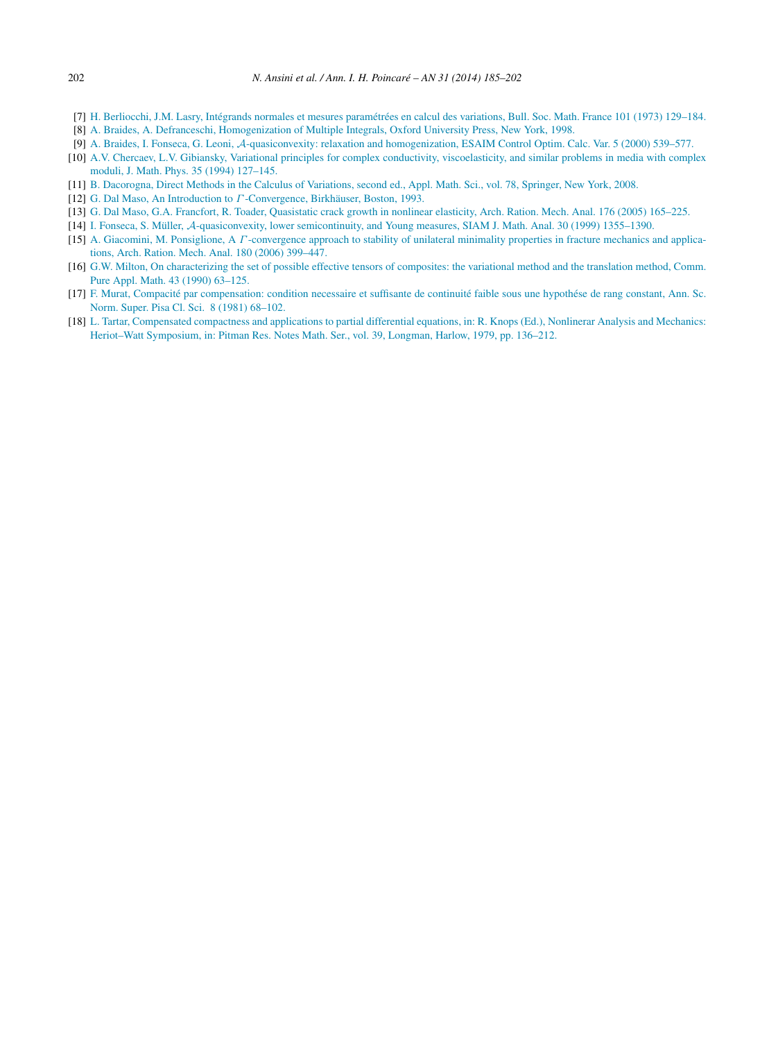[7] H. Berliocchi, J.M. Lasry, Intégrands normales et mesures paramétrées en calcul des variations, Bull. Soc. Math. France 101 (1973) 129–184.

[8] A. Braides, A. Defranceschi, Homogenization of Multiple Integrals, Oxford University Press, New York, 1998.

[9] A. Braides, I. Fonseca, G. Leoni, $\mathcal{A}$-quasiconvexity: relaxation and homogenization, ESAIM Control Optim. Calc. Var. 5 (2000) 539–577.

[10] A.V. Chercaev, L.V. Gibiansky, Variational principles for complex conductivity, viscoelasticity, and similar problems in media with complex moduli, J. Math. Phys. 35 (1994) 127–145.

[11] B. Dacorogna, Direct Methods in the Calculus of Variations, second ed., Appl. Math. Sci., vol. 78, Springer, New York, 2008.

[12] G. Dal Maso, An Introduction to $\Gamma$-Convergence, Birkhäuser, Boston, 1993.

[13] G. Dal Maso, G.A. Francfort, R. Toader, Quasistatic crack growth in nonlinear elasticity, Arch. Ration. Mech. Anal. 176 (2005) 165–225.

[14] I. Fonseca, S. Müller, $\mathcal{A}$-quasiconvexity, lower semicontinuity, and Young measures, SIAM J. Math. Anal. 30 (1999) 1355–1390.

[15] A. Giacomini, M. Ponsiglione, A $\Gamma$-convergence approach to stability of unilateral minimality properties in fracture mechanics and applications, Arch. Ration. Mech. Anal. 180 (2006) 399–447.

[16] G.W. Milton, On characterizing the set of possible effective tensors of composites: the variational method and the translation method, Comm. Pure Appl. Math. 43 (1990) 63–125.

[17] F. Murat, Compacité par compensation: condition necessaire et suffisante de continuité faible sous une hypothése de rang constant, Ann. Sc. Norm. Super. Pisa Cl. Sci. 8 (1981) 68–102.

[18] L. Tartar, Compensated compactness and applications to partial differential equations, in: R. Knops (Ed.), Nonlinerar Analysis and Mechanics: Heriot–Watt Symposium, in: Pitman Res. Notes Math. Ser., vol. 39, Longman, Harlow, 1979, pp. 136–212.